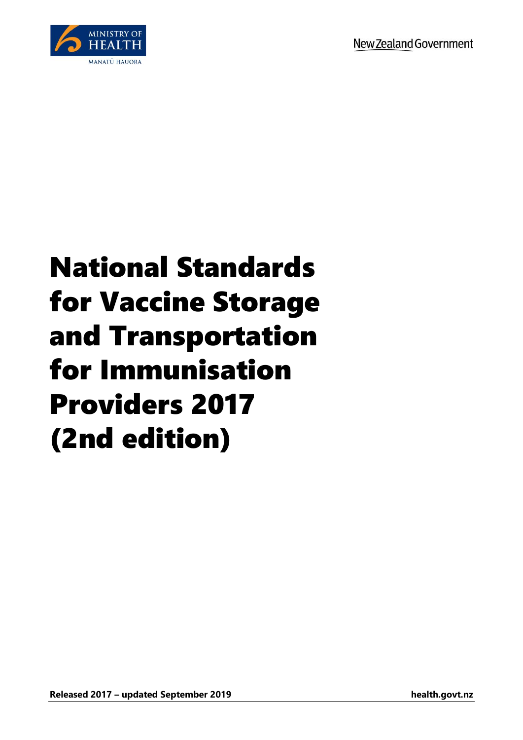MINISTRY OF HEALTH

MANATŪ HAUORA

New Zealand Government

# National Standards for Vaccine Storage and Transportation for Immunisation Providers 2017 (2nd edition)

**Released 2017 – updated September 2019**

**health.govt.nz**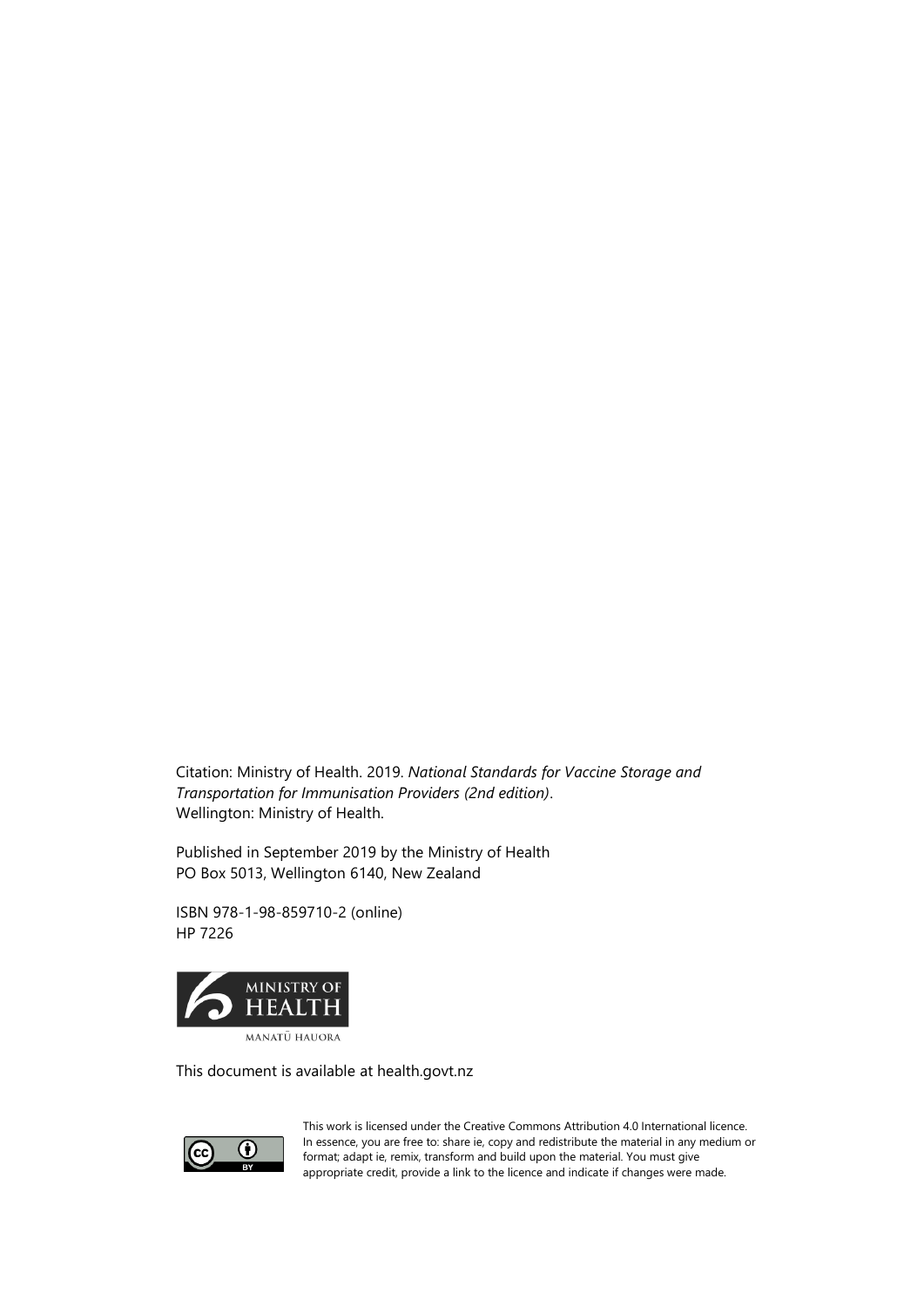Citation: Ministry of Health. 2019. *National Standards for Vaccine Storage and Transportation for Immunisation Providers (2nd edition)*. Wellington: Ministry of Health.

Published in September 2019 by the Ministry of Health
PO Box 5013, Wellington 6140, New Zealand

ISBN 978-1-98-859710-2 (online)
HP 7226

This document is available at health.govt.nz

This work is licensed under the Creative Commons Attribution 4.0 International licence. In essence, you are free to: share ie, copy and redistribute the material in any medium or format; adapt ie, remix, transform and build upon the material. You must give appropriate credit, provide a link to the licence and indicate if changes were made.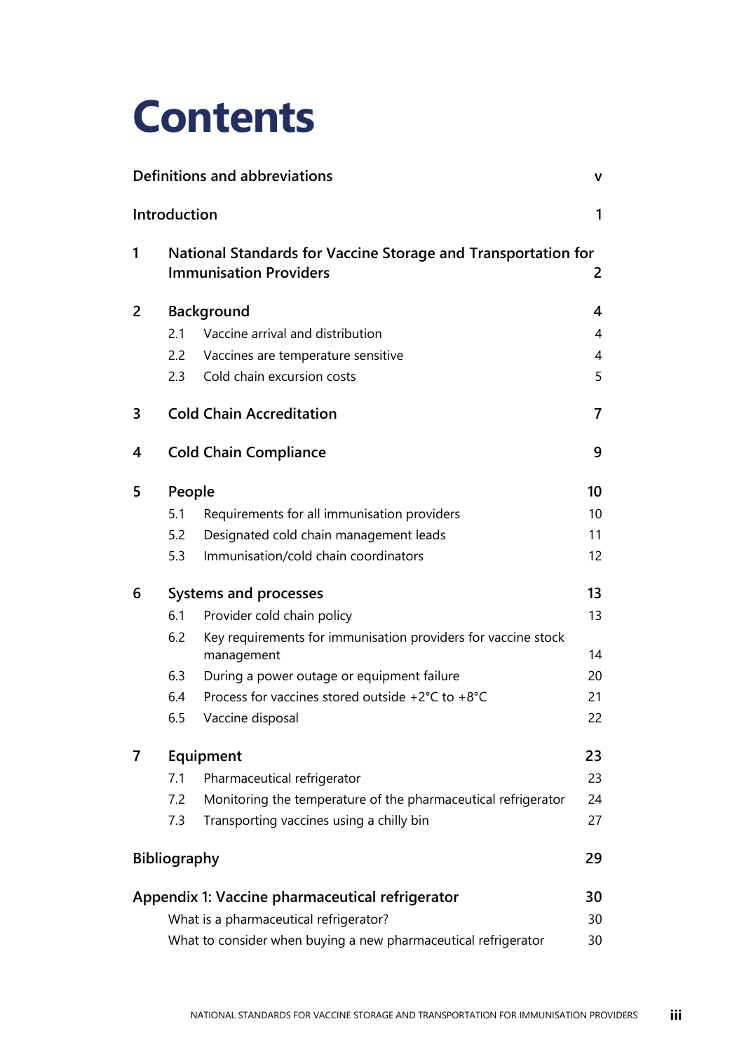# Contents

| | | |
|---|---|---|
| **Definitions and abbreviations** | | **v** |
| **Introduction** | | **1** |
| **1** | **National Standards for Vaccine Storage and Transportation for Immunisation Providers** | **2** |
| **2** | **Background** | **4** |
| 2.1 | Vaccine arrival and distribution | 4 |
| 2.2 | Vaccines are temperature sensitive | 4 |
| 2.3 | Cold chain excursion costs | 5 |
| **3** | **Cold Chain Accreditation** | **7** |
| **4** | **Cold Chain Compliance** | **9** |
| **5** | **People** | **10** |
| 5.1 | Requirements for all immunisation providers | 10 |
| 5.2 | Designated cold chain management leads | 11 |
| 5.3 | Immunisation/cold chain coordinators | 12 |
| **6** | **Systems and processes** | **13** |
| 6.1 | Provider cold chain policy | 13 |
| 6.2 | Key requirements for immunisation providers for vaccine stock management | 14 |
| 6.3 | During a power outage or equipment failure | 20 |
| 6.4 | Process for vaccines stored outside +2°C to +8°C | 21 |
| 6.5 | Vaccine disposal | 22 |
| **7** | **Equipment** | **23** |
| 7.1 | Pharmaceutical refrigerator | 23 |
| 7.2 | Monitoring the temperature of the pharmaceutical refrigerator | 24 |
| 7.3 | Transporting vaccines using a chilly bin | 27 |
| **Bibliography** | | **29** |
| **Appendix 1: Vaccine pharmaceutical refrigerator** | | **30** |
| | What is a pharmaceutical refrigerator? | 30 |
| | What to consider when buying a new pharmaceutical refrigerator | 30 |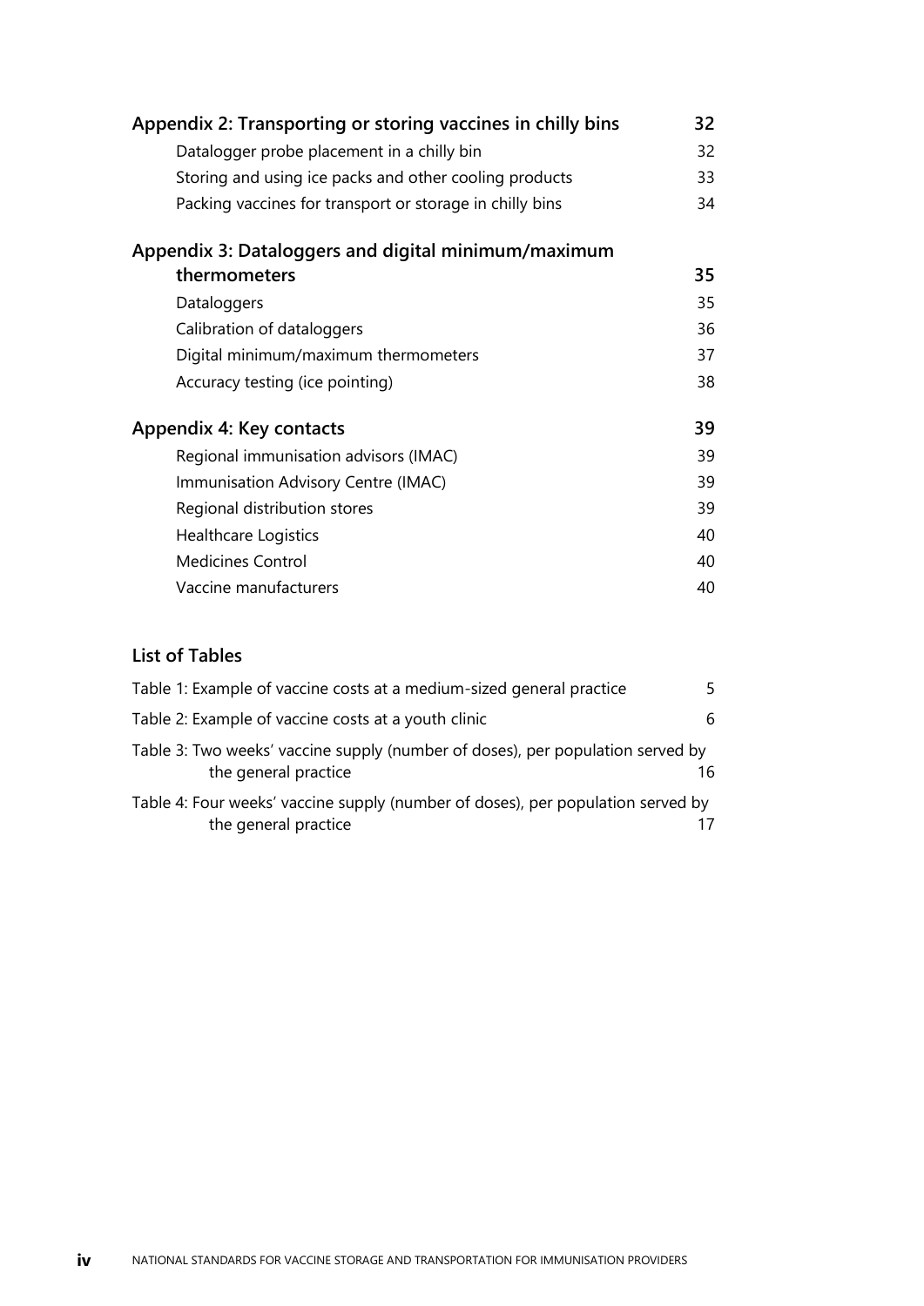**Appendix 2: Transporting or storing vaccines in chilly bins** 32

- Datalogger probe placement in a chilly bin 32
- Storing and using ice packs and other cooling products 33
- Packing vaccines for transport or storage in chilly bins 34

**Appendix 3: Dataloggers and digital minimum/maximum thermometers** 35

- Dataloggers 35
- Calibration of dataloggers 36
- Digital minimum/maximum thermometers 37
- Accuracy testing (ice pointing) 38

**Appendix 4: Key contacts** 39

- Regional immunisation advisors (IMAC) 39
- Immunisation Advisory Centre (IMAC) 39
- Regional distribution stores 39
- Healthcare Logistics 40
- Medicines Control 40
- Vaccine manufacturers 40

## List of Tables

- Table 1: Example of vaccine costs at a medium-sized general practice 5
- Table 2: Example of vaccine costs at a youth clinic 6
- Table 3: Two weeks' vaccine supply (number of doses), per population served by the general practice 16
- Table 4: Four weeks' vaccine supply (number of doses), per population served by the general practice 17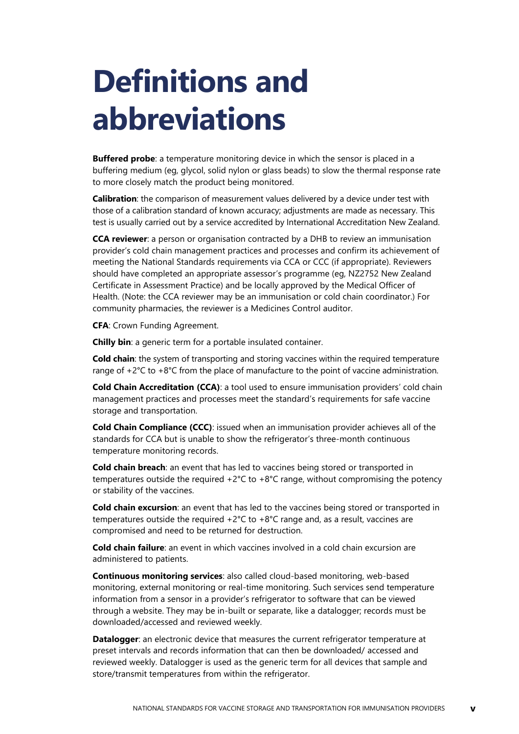# Definitions and abbreviations

**Buffered probe**: a temperature monitoring device in which the sensor is placed in a buffering medium (eg, glycol, solid nylon or glass beads) to slow the thermal response rate to more closely match the product being monitored.

**Calibration**: the comparison of measurement values delivered by a device under test with those of a calibration standard of known accuracy; adjustments are made as necessary. This test is usually carried out by a service accredited by International Accreditation New Zealand.

**CCA reviewer**: a person or organisation contracted by a DHB to review an immunisation provider's cold chain management practices and processes and confirm its achievement of meeting the National Standards requirements via CCA or CCC (if appropriate). Reviewers should have completed an appropriate assessor's programme (eg, NZ2752 New Zealand Certificate in Assessment Practice) and be locally approved by the Medical Officer of Health. (Note: the CCA reviewer may be an immunisation or cold chain coordinator.) For community pharmacies, the reviewer is a Medicines Control auditor.

**CFA**: Crown Funding Agreement.

**Chilly bin**: a generic term for a portable insulated container.

**Cold chain**: the system of transporting and storing vaccines within the required temperature range of +2°C to +8°C from the place of manufacture to the point of vaccine administration.

**Cold Chain Accreditation (CCA)**: a tool used to ensure immunisation providers' cold chain management practices and processes meet the standard's requirements for safe vaccine storage and transportation.

**Cold Chain Compliance (CCC)**: issued when an immunisation provider achieves all of the standards for CCA but is unable to show the refrigerator's three-month continuous temperature monitoring records.

**Cold chain breach**: an event that has led to vaccines being stored or transported in temperatures outside the required +2°C to +8°C range, without compromising the potency or stability of the vaccines.

**Cold chain excursion**: an event that has led to the vaccines being stored or transported in temperatures outside the required +2°C to +8°C range and, as a result, vaccines are compromised and need to be returned for destruction.

**Cold chain failure**: an event in which vaccines involved in a cold chain excursion are administered to patients.

**Continuous monitoring services**: also called cloud-based monitoring, web-based monitoring, external monitoring or real-time monitoring. Such services send temperature information from a sensor in a provider's refrigerator to software that can be viewed through a website. They may be in-built or separate, like a datalogger; records must be downloaded/accessed and reviewed weekly.

**Datalogger**: an electronic device that measures the current refrigerator temperature at preset intervals and records information that can then be downloaded/ accessed and reviewed weekly. Datalogger is used as the generic term for all devices that sample and store/transmit temperatures from within the refrigerator.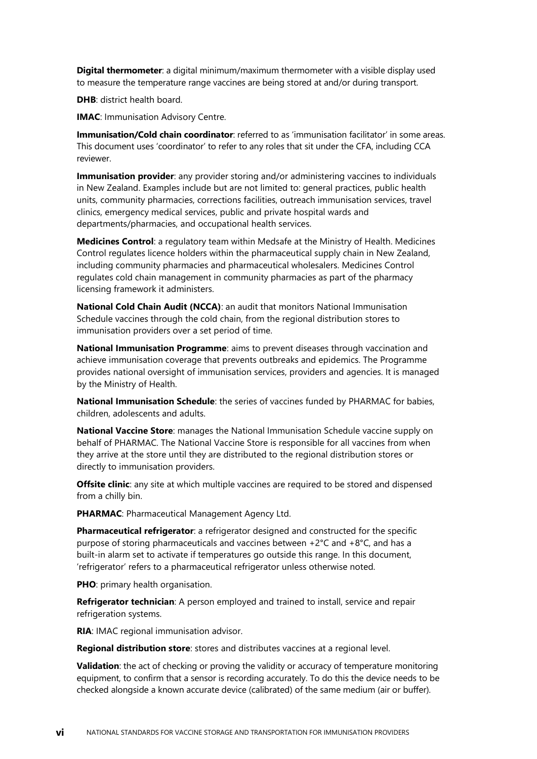**Digital thermometer**: a digital minimum/maximum thermometer with a visible display used to measure the temperature range vaccines are being stored at and/or during transport.

**DHB**: district health board.

**IMAC**: Immunisation Advisory Centre.

**Immunisation/Cold chain coordinator**: referred to as 'immunisation facilitator' in some areas. This document uses 'coordinator' to refer to any roles that sit under the CFA, including CCA reviewer.

**Immunisation provider**: any provider storing and/or administering vaccines to individuals in New Zealand. Examples include but are not limited to: general practices, public health units, community pharmacies, corrections facilities, outreach immunisation services, travel clinics, emergency medical services, public and private hospital wards and departments/pharmacies, and occupational health services.

**Medicines Control**: a regulatory team within Medsafe at the Ministry of Health. Medicines Control regulates licence holders within the pharmaceutical supply chain in New Zealand, including community pharmacies and pharmaceutical wholesalers. Medicines Control regulates cold chain management in community pharmacies as part of the pharmacy licensing framework it administers.

**National Cold Chain Audit (NCCA)**: an audit that monitors National Immunisation Schedule vaccines through the cold chain, from the regional distribution stores to immunisation providers over a set period of time.

**National Immunisation Programme**: aims to prevent diseases through vaccination and achieve immunisation coverage that prevents outbreaks and epidemics. The Programme provides national oversight of immunisation services, providers and agencies. It is managed by the Ministry of Health.

**National Immunisation Schedule**: the series of vaccines funded by PHARMAC for babies, children, adolescents and adults.

**National Vaccine Store**: manages the National Immunisation Schedule vaccine supply on behalf of PHARMAC. The National Vaccine Store is responsible for all vaccines from when they arrive at the store until they are distributed to the regional distribution stores or directly to immunisation providers.

**Offsite clinic**: any site at which multiple vaccines are required to be stored and dispensed from a chilly bin.

**PHARMAC**: Pharmaceutical Management Agency Ltd.

**Pharmaceutical refrigerator**: a refrigerator designed and constructed for the specific purpose of storing pharmaceuticals and vaccines between +2°C and +8°C, and has a built-in alarm set to activate if temperatures go outside this range. In this document, 'refrigerator' refers to a pharmaceutical refrigerator unless otherwise noted.

**PHO**: primary health organisation.

**Refrigerator technician**: A person employed and trained to install, service and repair refrigeration systems.

**RIA**: IMAC regional immunisation advisor.

**Regional distribution store**: stores and distributes vaccines at a regional level.

**Validation**: the act of checking or proving the validity or accuracy of temperature monitoring equipment, to confirm that a sensor is recording accurately. To do this the device needs to be checked alongside a known accurate device (calibrated) of the same medium (air or buffer).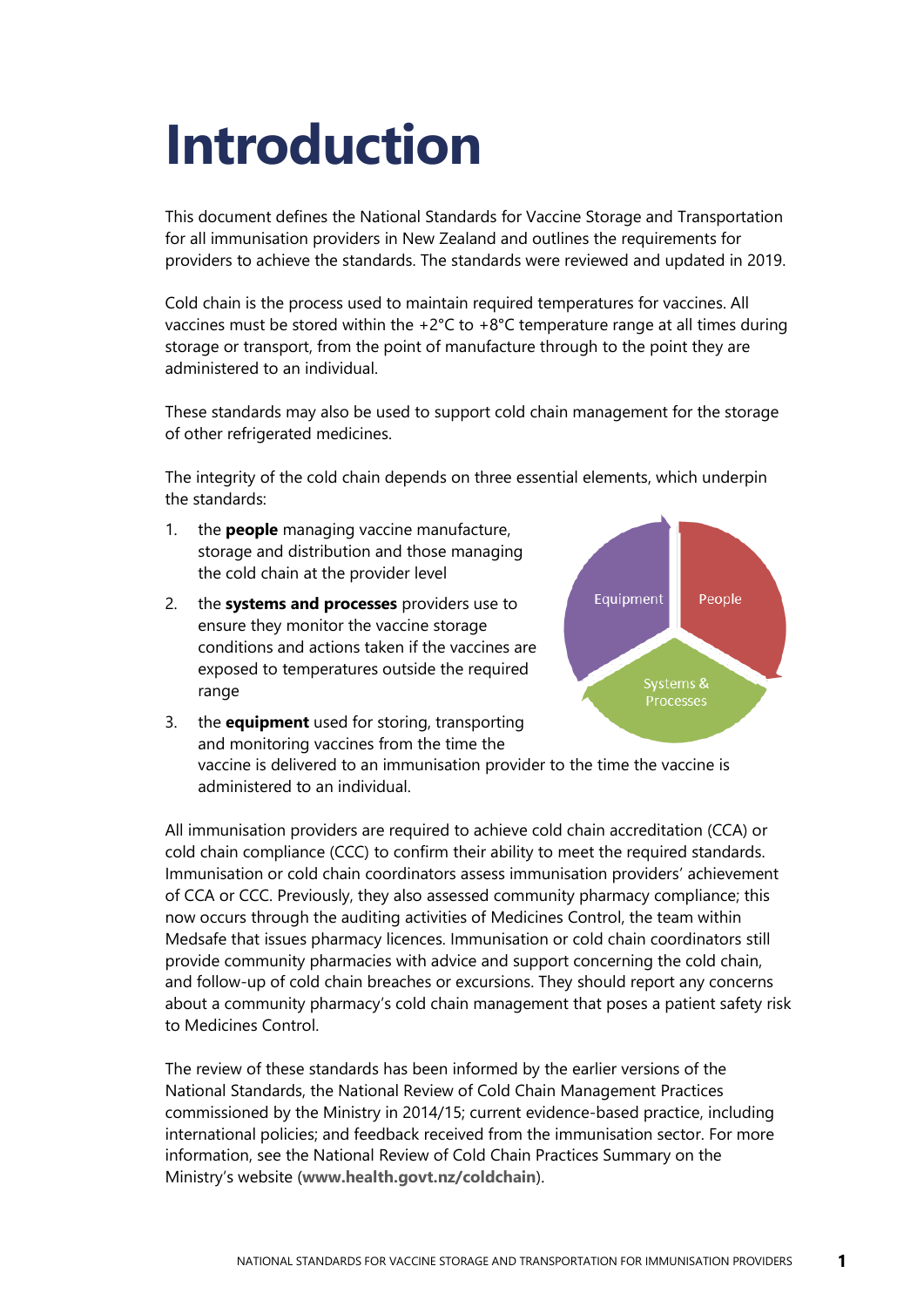# Introduction

This document defines the National Standards for Vaccine Storage and Transportation for all immunisation providers in New Zealand and outlines the requirements for providers to achieve the standards. The standards were reviewed and updated in 2019.

Cold chain is the process used to maintain required temperatures for vaccines. All vaccines must be stored within the +2°C to +8°C temperature range at all times during storage or transport, from the point of manufacture through to the point they are administered to an individual.

These standards may also be used to support cold chain management for the storage of other refrigerated medicines.

The integrity of the cold chain depends on three essential elements, which underpin the standards:

1. the **people** managing vaccine manufacture, storage and distribution and those managing the cold chain at the provider level
2. the **systems and processes** providers use to ensure they monitor the vaccine storage conditions and actions taken if the vaccines are exposed to temperatures outside the required range
3. the **equipment** used for storing, transporting and monitoring vaccines from the time the vaccine is delivered to an immunisation provider to the time the vaccine is administered to an individual.

All immunisation providers are required to achieve cold chain accreditation (CCA) or cold chain compliance (CCC) to confirm their ability to meet the required standards. Immunisation or cold chain coordinators assess immunisation providers' achievement of CCA or CCC. Previously, they also assessed community pharmacy compliance; this now occurs through the auditing activities of Medicines Control, the team within Medsafe that issues pharmacy licences. Immunisation or cold chain coordinators still provide community pharmacies with advice and support concerning the cold chain, and follow-up of cold chain breaches or excursions. They should report any concerns about a community pharmacy's cold chain management that poses a patient safety risk to Medicines Control.

The review of these standards has been informed by the earlier versions of the National Standards, the National Review of Cold Chain Management Practices commissioned by the Ministry in 2014/15; current evidence-based practice, including international policies; and feedback received from the immunisation sector. For more information, see the National Review of Cold Chain Practices Summary on the Ministry's website (**www.health.govt.nz/coldchain**).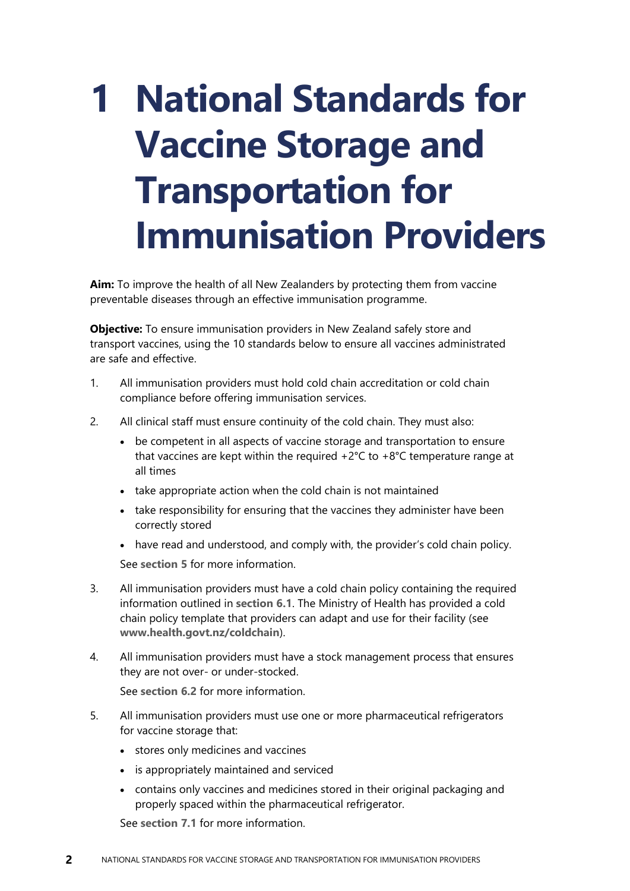# 1 National Standards for Vaccine Storage and Transportation for Immunisation Providers

**Aim:** To improve the health of all New Zealanders by protecting them from vaccine preventable diseases through an effective immunisation programme.

**Objective:** To ensure immunisation providers in New Zealand safely store and transport vaccines, using the 10 standards below to ensure all vaccines administrated are safe and effective.

1. All immunisation providers must hold cold chain accreditation or cold chain compliance before offering immunisation services.

2. All clinical staff must ensure continuity of the cold chain. They must also:
   - be competent in all aspects of vaccine storage and transportation to ensure that vaccines are kept within the required +2°C to +8°C temperature range at all times
   - take appropriate action when the cold chain is not maintained
   - take responsibility for ensuring that the vaccines they administer have been correctly stored
   - have read and understood, and comply with, the provider's cold chain policy.

   See **section 5** for more information.

3. All immunisation providers must have a cold chain policy containing the required information outlined in **section 6.1**. The Ministry of Health has provided a cold chain policy template that providers can adapt and use for their facility (see **www.health.govt.nz/coldchain**).

4. All immunisation providers must have a stock management process that ensures they are not over- or under-stocked.

   See **section 6.2** for more information.

5. All immunisation providers must use one or more pharmaceutical refrigerators for vaccine storage that:
   - stores only medicines and vaccines
   - is appropriately maintained and serviced
   - contains only vaccines and medicines stored in their original packaging and properly spaced within the pharmaceutical refrigerator.

   See **section 7.1** for more information.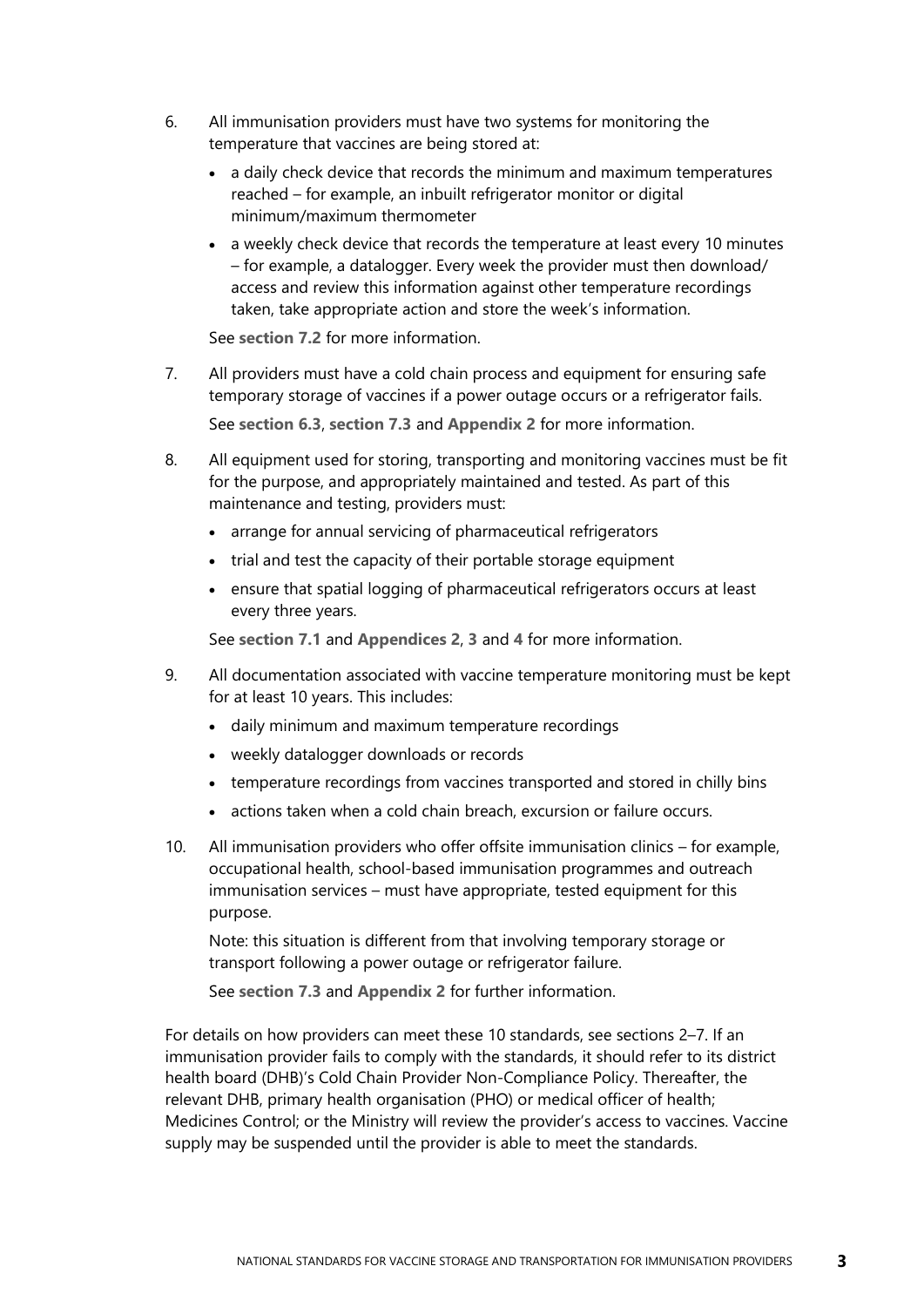6. All immunisation providers must have two systems for monitoring the temperature that vaccines are being stored at:
   - a daily check device that records the minimum and maximum temperatures reached – for example, an inbuilt refrigerator monitor or digital minimum/maximum thermometer
   - a weekly check device that records the temperature at least every 10 minutes – for example, a datalogger. Every week the provider must then download/ access and review this information against other temperature recordings taken, take appropriate action and store the week's information.

   See **section 7.2** for more information.

7. All providers must have a cold chain process and equipment for ensuring safe temporary storage of vaccines if a power outage occurs or a refrigerator fails.

   See **section 6.3**, **section 7.3** and **Appendix 2** for more information.

8. All equipment used for storing, transporting and monitoring vaccines must be fit for the purpose, and appropriately maintained and tested. As part of this maintenance and testing, providers must:
   - arrange for annual servicing of pharmaceutical refrigerators
   - trial and test the capacity of their portable storage equipment
   - ensure that spatial logging of pharmaceutical refrigerators occurs at least every three years.

   See **section 7.1** and **Appendices 2**, **3** and **4** for more information.

9. All documentation associated with vaccine temperature monitoring must be kept for at least 10 years. This includes:
   - daily minimum and maximum temperature recordings
   - weekly datalogger downloads or records
   - temperature recordings from vaccines transported and stored in chilly bins
   - actions taken when a cold chain breach, excursion or failure occurs.

10. All immunisation providers who offer offsite immunisation clinics – for example, occupational health, school-based immunisation programmes and outreach immunisation services – must have appropriate, tested equipment for this purpose.

    Note: this situation is different from that involving temporary storage or transport following a power outage or refrigerator failure.

    See **section 7.3** and **Appendix 2** for further information.

For details on how providers can meet these 10 standards, see sections 2–7. If an immunisation provider fails to comply with the standards, it should refer to its district health board (DHB)'s Cold Chain Provider Non-Compliance Policy. Thereafter, the relevant DHB, primary health organisation (PHO) or medical officer of health; Medicines Control; or the Ministry will review the provider's access to vaccines. Vaccine supply may be suspended until the provider is able to meet the standards.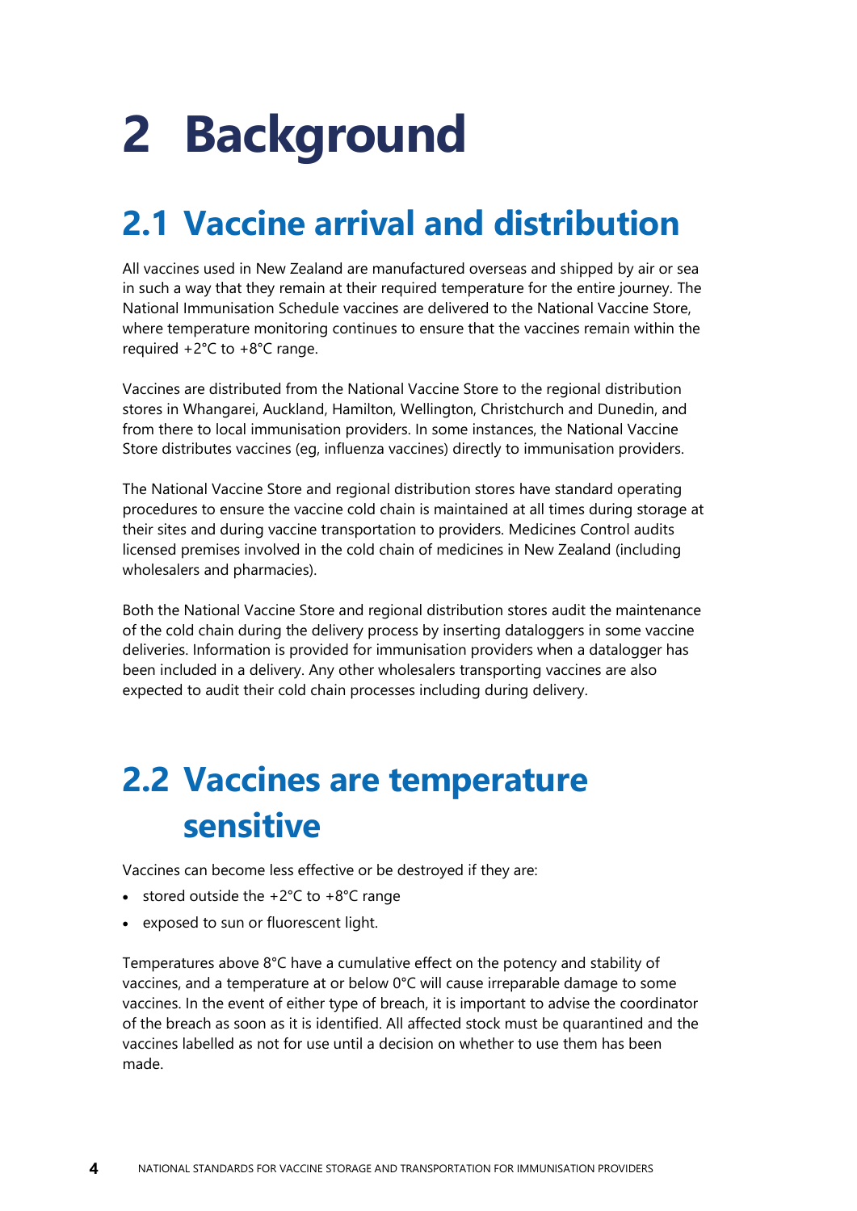# 2 Background

## 2.1 Vaccine arrival and distribution

All vaccines used in New Zealand are manufactured overseas and shipped by air or sea in such a way that they remain at their required temperature for the entire journey. The National Immunisation Schedule vaccines are delivered to the National Vaccine Store, where temperature monitoring continues to ensure that the vaccines remain within the required +2°C to +8°C range.

Vaccines are distributed from the National Vaccine Store to the regional distribution stores in Whangarei, Auckland, Hamilton, Wellington, Christchurch and Dunedin, and from there to local immunisation providers. In some instances, the National Vaccine Store distributes vaccines (eg, influenza vaccines) directly to immunisation providers.

The National Vaccine Store and regional distribution stores have standard operating procedures to ensure the vaccine cold chain is maintained at all times during storage at their sites and during vaccine transportation to providers. Medicines Control audits licensed premises involved in the cold chain of medicines in New Zealand (including wholesalers and pharmacies).

Both the National Vaccine Store and regional distribution stores audit the maintenance of the cold chain during the delivery process by inserting dataloggers in some vaccine deliveries. Information is provided for immunisation providers when a datalogger has been included in a delivery. Any other wholesalers transporting vaccines are also expected to audit their cold chain processes including during delivery.

## 2.2 Vaccines are temperature sensitive

Vaccines can become less effective or be destroyed if they are:

- stored outside the +2°C to +8°C range
- exposed to sun or fluorescent light.

Temperatures above 8°C have a cumulative effect on the potency and stability of vaccines, and a temperature at or below 0°C will cause irreparable damage to some vaccines. In the event of either type of breach, it is important to advise the coordinator of the breach as soon as it is identified. All affected stock must be quarantined and the vaccines labelled as not for use until a decision on whether to use them has been made.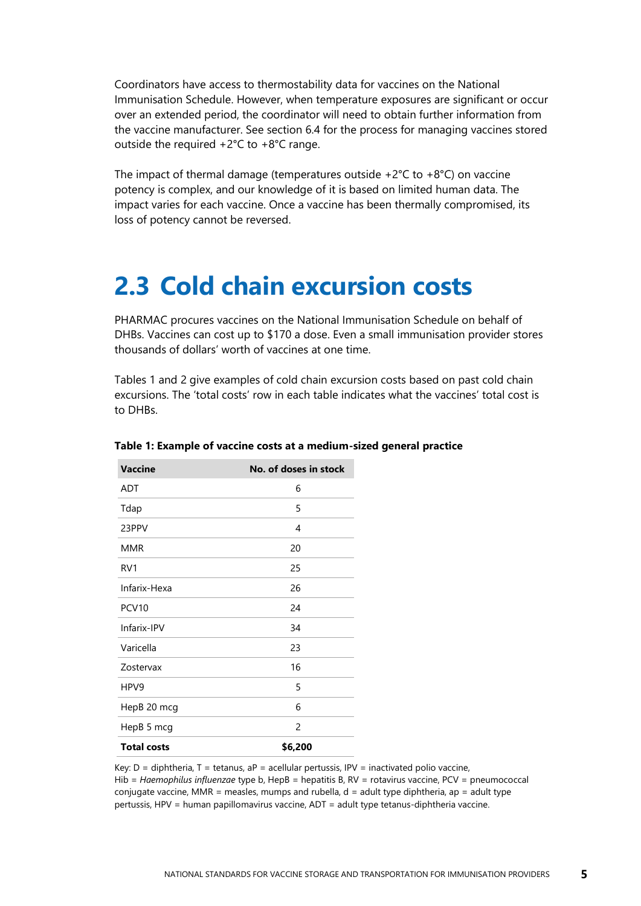Coordinators have access to thermostability data for vaccines on the National Immunisation Schedule. However, when temperature exposures are significant or occur over an extended period, the coordinator will need to obtain further information from the vaccine manufacturer. See section 6.4 for the process for managing vaccines stored outside the required +2°C to +8°C range.

The impact of thermal damage (temperatures outside +2°C to +8°C) on vaccine potency is complex, and our knowledge of it is based on limited human data. The impact varies for each vaccine. Once a vaccine has been thermally compromised, its loss of potency cannot be reversed.

# 2.3 Cold chain excursion costs

PHARMAC procures vaccines on the National Immunisation Schedule on behalf of DHBs. Vaccines can cost up to $170 a dose. Even a small immunisation provider stores thousands of dollars' worth of vaccines at one time.

Tables 1 and 2 give examples of cold chain excursion costs based on past cold chain excursions. The 'total costs' row in each table indicates what the vaccines' total cost is to DHBs.

**Table 1: Example of vaccine costs at a medium-sized general practice**

| Vaccine | No. of doses in stock |
|---|---|
| ADT | 6 |
| Tdap | 5 |
| 23PPV | 4 |
| MMR | 20 |
| RV1 | 25 |
| Infarix-Hexa | 26 |
| PCV10 | 24 |
| Infarix-IPV | 34 |
| Varicella | 23 |
| Zostervax | 16 |
| HPV9 | 5 |
| HepB 20 mcg | 6 |
| HepB 5 mcg | 2 |
| **Total costs** | **$6,200** |

Key: D = diphtheria, T = tetanus, aP = acellular pertussis, IPV = inactivated polio vaccine, Hib = *Haemophilus influenzae* type b, HepB = hepatitis B, RV = rotavirus vaccine, PCV = pneumococcal conjugate vaccine, MMR = measles, mumps and rubella, d = adult type diphtheria, ap = adult type pertussis, HPV = human papillomavirus vaccine, ADT = adult type tetanus-diphtheria vaccine.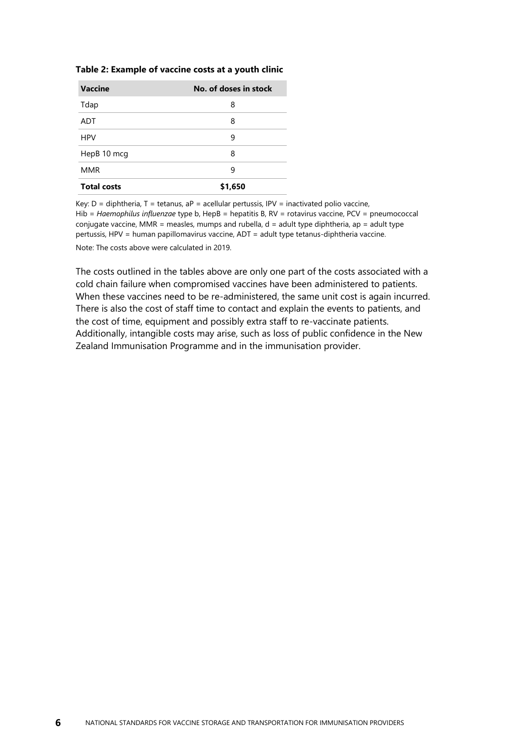**Table 2: Example of vaccine costs at a youth clinic**

| Vaccine | No. of doses in stock |
|---|---|
| Tdap | 8 |
| ADT | 8 |
| HPV | 9 |
| HepB 10 mcg | 8 |
| MMR | 9 |
| **Total costs** | **$1,650** |

Key: D = diphtheria, T = tetanus, aP = acellular pertussis, IPV = inactivated polio vaccine, Hib = *Haemophilus influenzae* type b, HepB = hepatitis B, RV = rotavirus vaccine, PCV = pneumococcal conjugate vaccine, MMR = measles, mumps and rubella, d = adult type diphtheria, ap = adult type pertussis, HPV = human papillomavirus vaccine, ADT = adult type tetanus-diphtheria vaccine.

Note: The costs above were calculated in 2019.

The costs outlined in the tables above are only one part of the costs associated with a cold chain failure when compromised vaccines have been administered to patients. When these vaccines need to be re-administered, the same unit cost is again incurred. There is also the cost of staff time to contact and explain the events to patients, and the cost of time, equipment and possibly extra staff to re-vaccinate patients. Additionally, intangible costs may arise, such as loss of public confidence in the New Zealand Immunisation Programme and in the immunisation provider.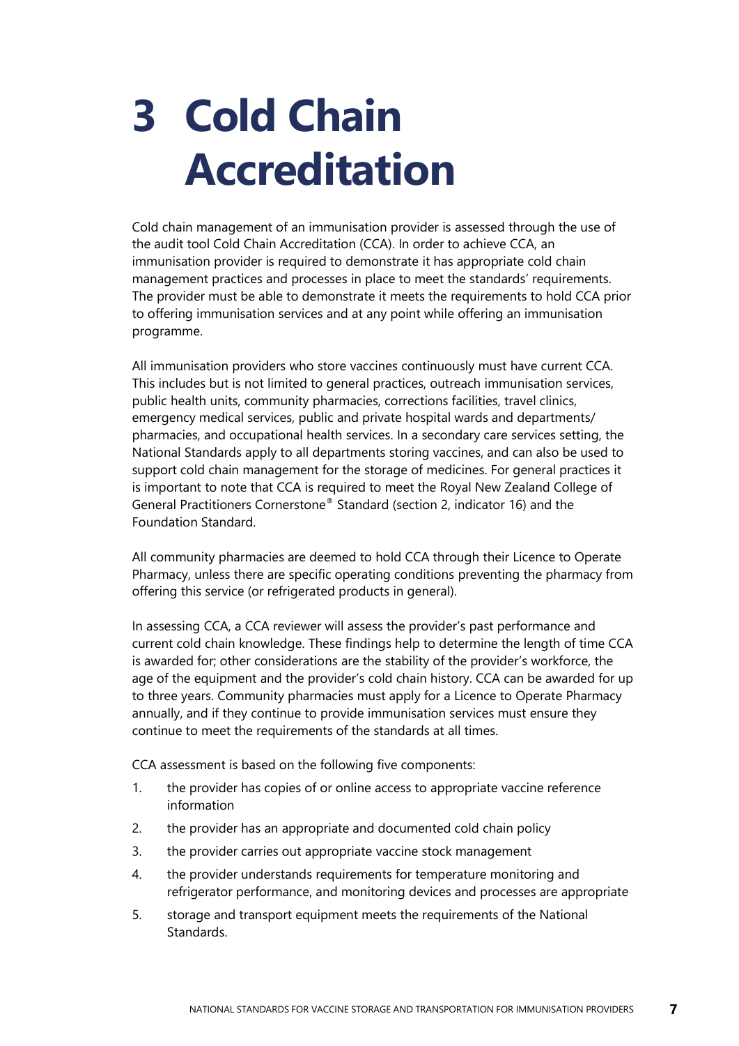# 3 Cold Chain Accreditation

Cold chain management of an immunisation provider is assessed through the use of the audit tool Cold Chain Accreditation (CCA). In order to achieve CCA, an immunisation provider is required to demonstrate it has appropriate cold chain management practices and processes in place to meet the standards' requirements. The provider must be able to demonstrate it meets the requirements to hold CCA prior to offering immunisation services and at any point while offering an immunisation programme.

All immunisation providers who store vaccines continuously must have current CCA. This includes but is not limited to general practices, outreach immunisation services, public health units, community pharmacies, corrections facilities, travel clinics, emergency medical services, public and private hospital wards and departments/ pharmacies, and occupational health services. In a secondary care services setting, the National Standards apply to all departments storing vaccines, and can also be used to support cold chain management for the storage of medicines. For general practices it is important to note that CCA is required to meet the Royal New Zealand College of General Practitioners Cornerstone® Standard (section 2, indicator 16) and the Foundation Standard.

All community pharmacies are deemed to hold CCA through their Licence to Operate Pharmacy, unless there are specific operating conditions preventing the pharmacy from offering this service (or refrigerated products in general).

In assessing CCA, a CCA reviewer will assess the provider's past performance and current cold chain knowledge. These findings help to determine the length of time CCA is awarded for; other considerations are the stability of the provider's workforce, the age of the equipment and the provider's cold chain history. CCA can be awarded for up to three years. Community pharmacies must apply for a Licence to Operate Pharmacy annually, and if they continue to provide immunisation services must ensure they continue to meet the requirements of the standards at all times.

CCA assessment is based on the following five components:

1. the provider has copies of or online access to appropriate vaccine reference information
2. the provider has an appropriate and documented cold chain policy
3. the provider carries out appropriate vaccine stock management
4. the provider understands requirements for temperature monitoring and refrigerator performance, and monitoring devices and processes are appropriate
5. storage and transport equipment meets the requirements of the National Standards.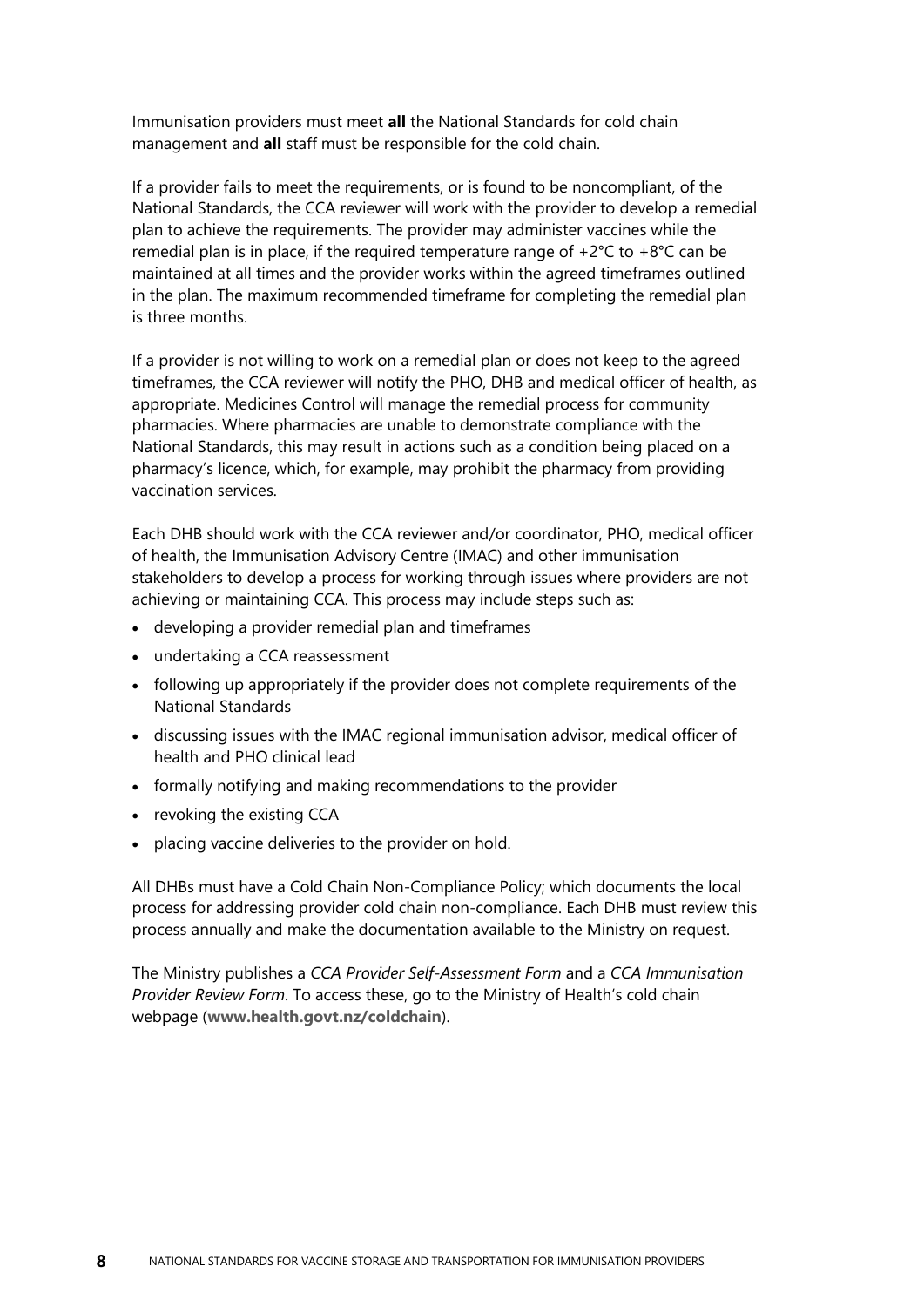Immunisation providers must meet **all** the National Standards for cold chain management and **all** staff must be responsible for the cold chain.

If a provider fails to meet the requirements, or is found to be noncompliant, of the National Standards, the CCA reviewer will work with the provider to develop a remedial plan to achieve the requirements. The provider may administer vaccines while the remedial plan is in place, if the required temperature range of +2°C to +8°C can be maintained at all times and the provider works within the agreed timeframes outlined in the plan. The maximum recommended timeframe for completing the remedial plan is three months.

If a provider is not willing to work on a remedial plan or does not keep to the agreed timeframes, the CCA reviewer will notify the PHO, DHB and medical officer of health, as appropriate. Medicines Control will manage the remedial process for community pharmacies. Where pharmacies are unable to demonstrate compliance with the National Standards, this may result in actions such as a condition being placed on a pharmacy's licence, which, for example, may prohibit the pharmacy from providing vaccination services.

Each DHB should work with the CCA reviewer and/or coordinator, PHO, medical officer of health, the Immunisation Advisory Centre (IMAC) and other immunisation stakeholders to develop a process for working through issues where providers are not achieving or maintaining CCA. This process may include steps such as:

- developing a provider remedial plan and timeframes
- undertaking a CCA reassessment
- following up appropriately if the provider does not complete requirements of the National Standards
- discussing issues with the IMAC regional immunisation advisor, medical officer of health and PHO clinical lead
- formally notifying and making recommendations to the provider
- revoking the existing CCA
- placing vaccine deliveries to the provider on hold.

All DHBs must have a Cold Chain Non-Compliance Policy; which documents the local process for addressing provider cold chain non-compliance. Each DHB must review this process annually and make the documentation available to the Ministry on request.

The Ministry publishes a *CCA Provider Self-Assessment Form* and a *CCA Immunisation Provider Review Form*. To access these, go to the Ministry of Health's cold chain webpage (**www.health.govt.nz/coldchain**).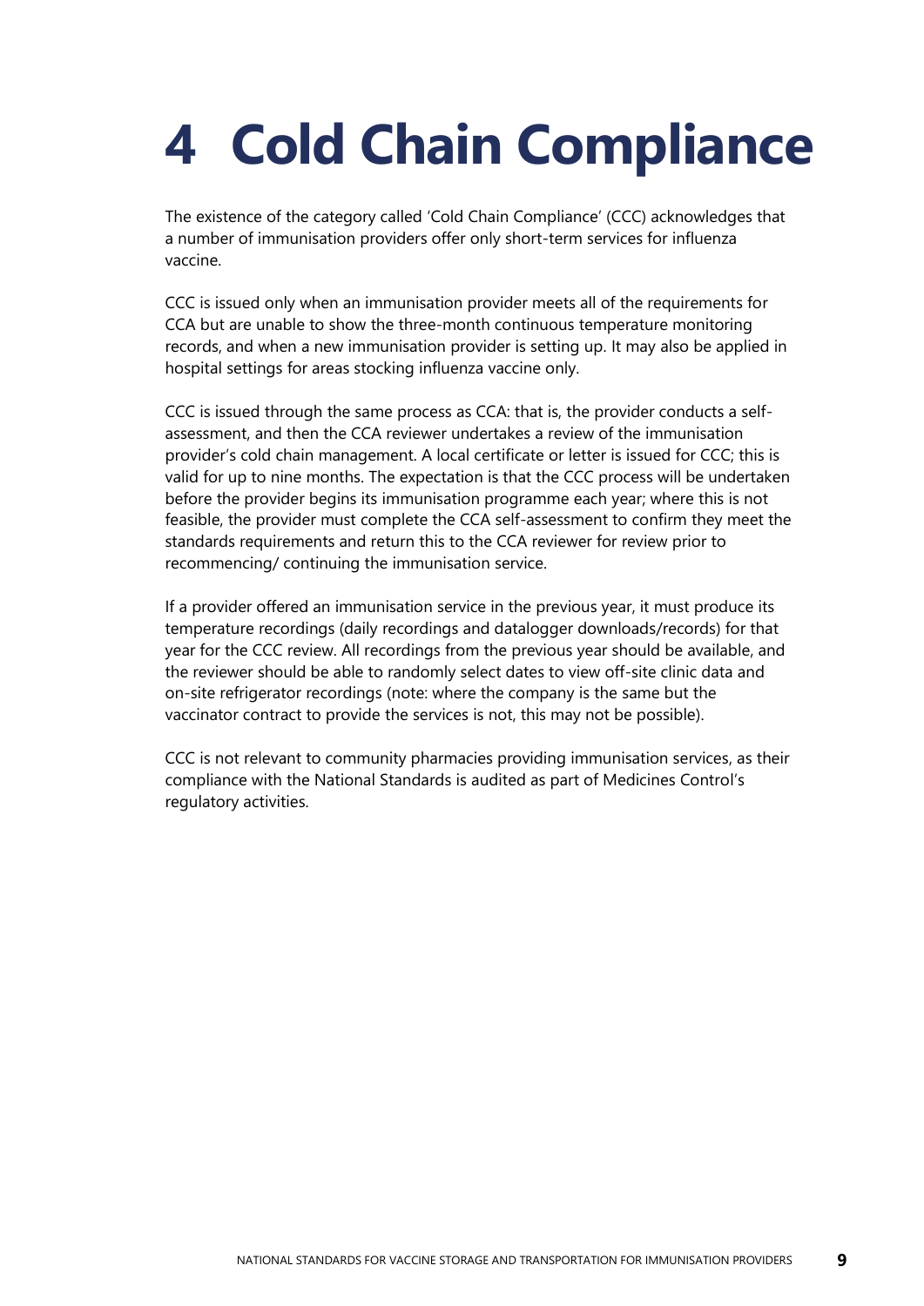# 4 Cold Chain Compliance

The existence of the category called 'Cold Chain Compliance' (CCC) acknowledges that a number of immunisation providers offer only short-term services for influenza vaccine.

CCC is issued only when an immunisation provider meets all of the requirements for CCA but are unable to show the three-month continuous temperature monitoring records, and when a new immunisation provider is setting up. It may also be applied in hospital settings for areas stocking influenza vaccine only.

CCC is issued through the same process as CCA: that is, the provider conducts a self-assessment, and then the CCA reviewer undertakes a review of the immunisation provider's cold chain management. A local certificate or letter is issued for CCC; this is valid for up to nine months. The expectation is that the CCC process will be undertaken before the provider begins its immunisation programme each year; where this is not feasible, the provider must complete the CCA self-assessment to confirm they meet the standards requirements and return this to the CCA reviewer for review prior to recommencing/ continuing the immunisation service.

If a provider offered an immunisation service in the previous year, it must produce its temperature recordings (daily recordings and datalogger downloads/records) for that year for the CCC review. All recordings from the previous year should be available, and the reviewer should be able to randomly select dates to view off-site clinic data and on-site refrigerator recordings (note: where the company is the same but the vaccinator contract to provide the services is not, this may not be possible).

CCC is not relevant to community pharmacies providing immunisation services, as their compliance with the National Standards is audited as part of Medicines Control's regulatory activities.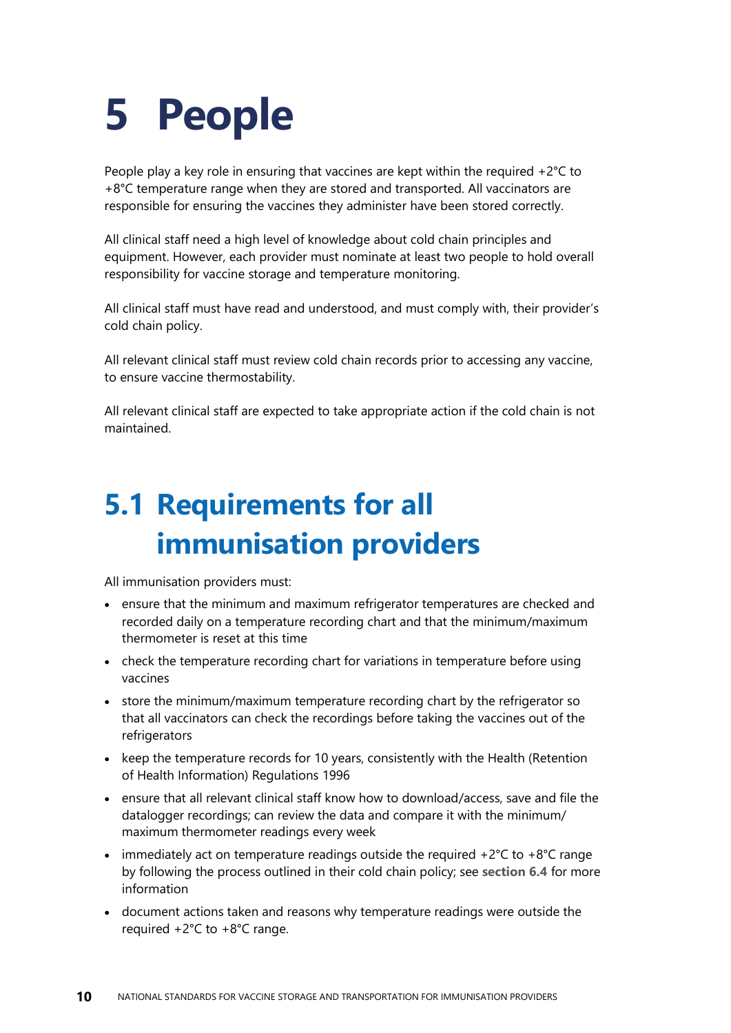# 5 People

People play a key role in ensuring that vaccines are kept within the required +2°C to +8°C temperature range when they are stored and transported. All vaccinators are responsible for ensuring the vaccines they administer have been stored correctly.

All clinical staff need a high level of knowledge about cold chain principles and equipment. However, each provider must nominate at least two people to hold overall responsibility for vaccine storage and temperature monitoring.

All clinical staff must have read and understood, and must comply with, their provider's cold chain policy.

All relevant clinical staff must review cold chain records prior to accessing any vaccine, to ensure vaccine thermostability.

All relevant clinical staff are expected to take appropriate action if the cold chain is not maintained.

## 5.1 Requirements for all immunisation providers

All immunisation providers must:

- ensure that the minimum and maximum refrigerator temperatures are checked and recorded daily on a temperature recording chart and that the minimum/maximum thermometer is reset at this time
- check the temperature recording chart for variations in temperature before using vaccines
- store the minimum/maximum temperature recording chart by the refrigerator so that all vaccinators can check the recordings before taking the vaccines out of the refrigerators
- keep the temperature records for 10 years, consistently with the Health (Retention of Health Information) Regulations 1996
- ensure that all relevant clinical staff know how to download/access, save and file the datalogger recordings; can review the data and compare it with the minimum/maximum thermometer readings every week
- immediately act on temperature readings outside the required +2°C to +8°C range by following the process outlined in their cold chain policy; see **section 6.4** for more information
- document actions taken and reasons why temperature readings were outside the required +2°C to +8°C range.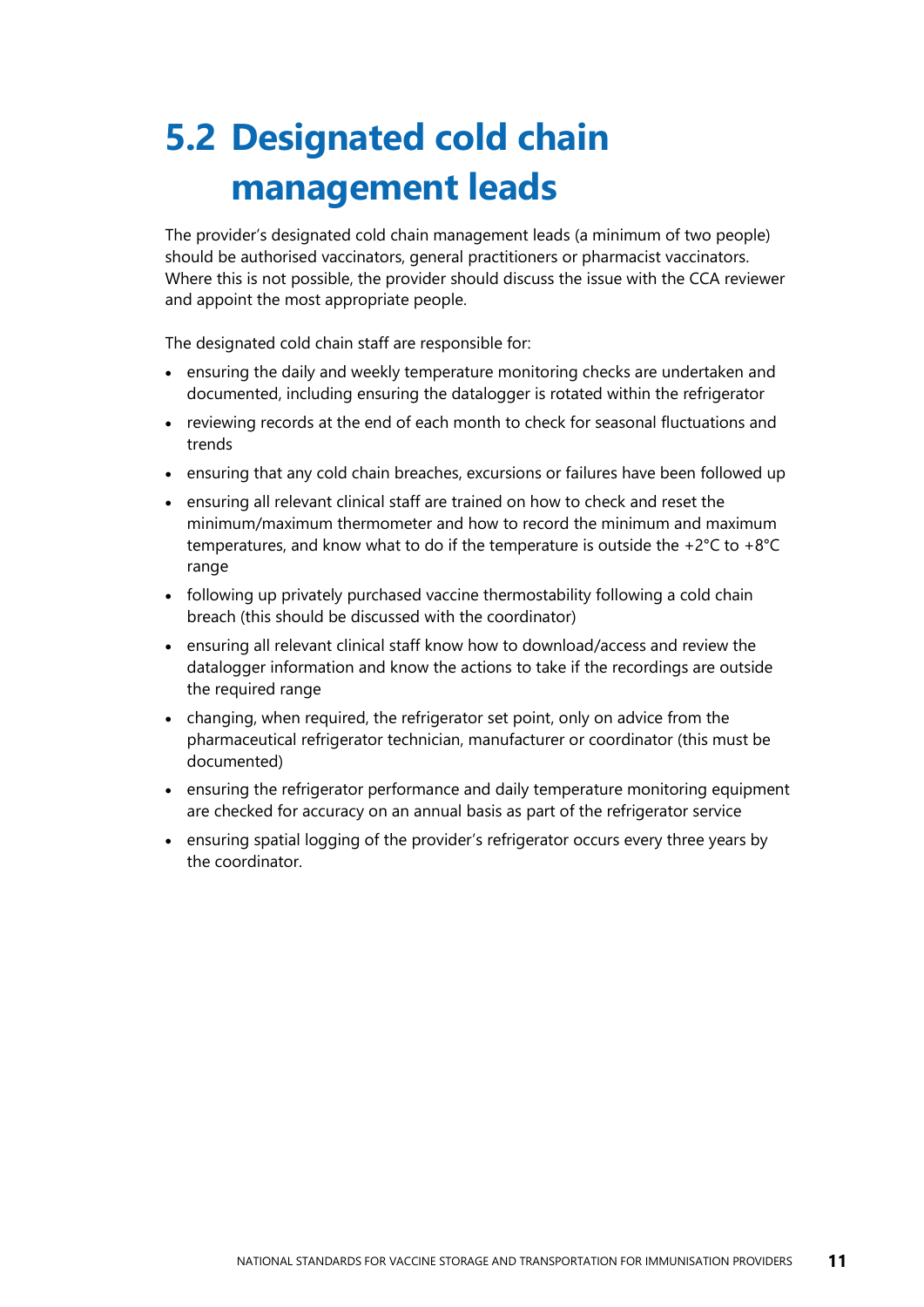# 5.2 Designated cold chain management leads

The provider's designated cold chain management leads (a minimum of two people) should be authorised vaccinators, general practitioners or pharmacist vaccinators. Where this is not possible, the provider should discuss the issue with the CCA reviewer and appoint the most appropriate people.

The designated cold chain staff are responsible for:

- ensuring the daily and weekly temperature monitoring checks are undertaken and documented, including ensuring the datalogger is rotated within the refrigerator
- reviewing records at the end of each month to check for seasonal fluctuations and trends
- ensuring that any cold chain breaches, excursions or failures have been followed up
- ensuring all relevant clinical staff are trained on how to check and reset the minimum/maximum thermometer and how to record the minimum and maximum temperatures, and know what to do if the temperature is outside the +2°C to +8°C range
- following up privately purchased vaccine thermostability following a cold chain breach (this should be discussed with the coordinator)
- ensuring all relevant clinical staff know how to download/access and review the datalogger information and know the actions to take if the recordings are outside the required range
- changing, when required, the refrigerator set point, only on advice from the pharmaceutical refrigerator technician, manufacturer or coordinator (this must be documented)
- ensuring the refrigerator performance and daily temperature monitoring equipment are checked for accuracy on an annual basis as part of the refrigerator service
- ensuring spatial logging of the provider's refrigerator occurs every three years by the coordinator.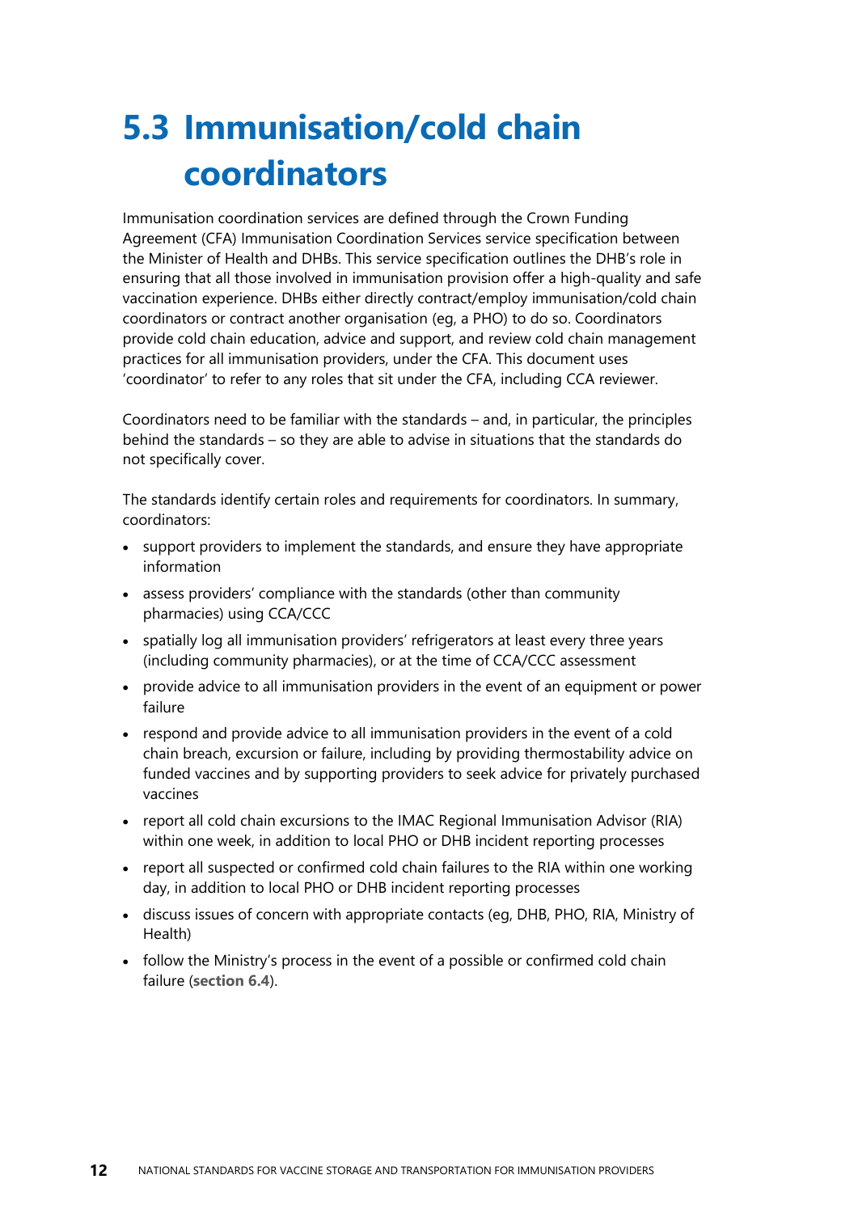## 5.3 Immunisation/cold chain coordinators

Immunisation coordination services are defined through the Crown Funding Agreement (CFA) Immunisation Coordination Services service specification between the Minister of Health and DHBs. This service specification outlines the DHB's role in ensuring that all those involved in immunisation provision offer a high-quality and safe vaccination experience. DHBs either directly contract/employ immunisation/cold chain coordinators or contract another organisation (eg, a PHO) to do so. Coordinators provide cold chain education, advice and support, and review cold chain management practices for all immunisation providers, under the CFA. This document uses 'coordinator' to refer to any roles that sit under the CFA, including CCA reviewer.

Coordinators need to be familiar with the standards – and, in particular, the principles behind the standards – so they are able to advise in situations that the standards do not specifically cover.

The standards identify certain roles and requirements for coordinators. In summary, coordinators:

- support providers to implement the standards, and ensure they have appropriate information
- assess providers' compliance with the standards (other than community pharmacies) using CCA/CCC
- spatially log all immunisation providers' refrigerators at least every three years (including community pharmacies), or at the time of CCA/CCC assessment
- provide advice to all immunisation providers in the event of an equipment or power failure
- respond and provide advice to all immunisation providers in the event of a cold chain breach, excursion or failure, including by providing thermostability advice on funded vaccines and by supporting providers to seek advice for privately purchased vaccines
- report all cold chain excursions to the IMAC Regional Immunisation Advisor (RIA) within one week, in addition to local PHO or DHB incident reporting processes
- report all suspected or confirmed cold chain failures to the RIA within one working day, in addition to local PHO or DHB incident reporting processes
- discuss issues of concern with appropriate contacts (eg, DHB, PHO, RIA, Ministry of Health)
- follow the Ministry's process in the event of a possible or confirmed cold chain failure (**section 6.4**).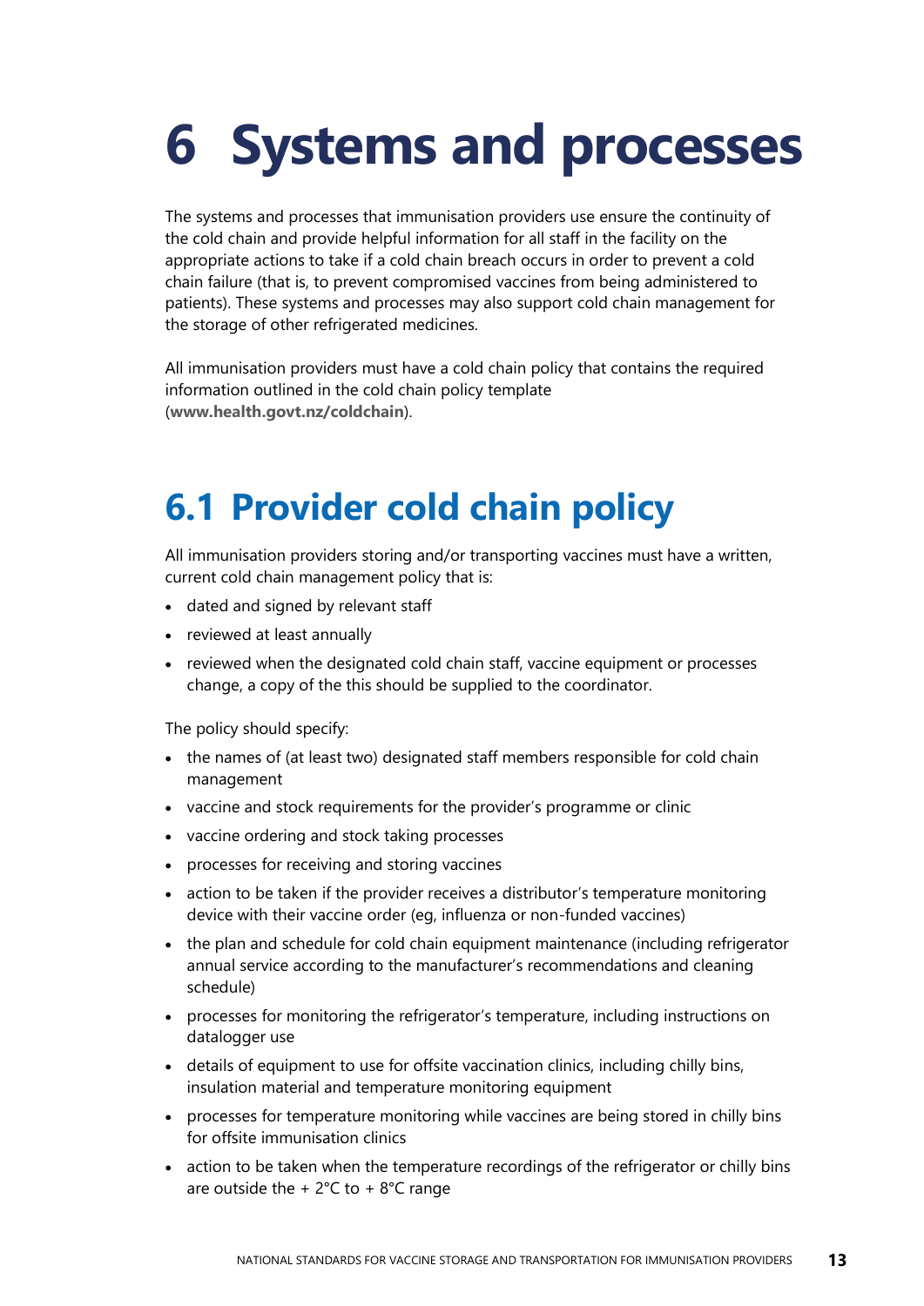# 6 Systems and processes

The systems and processes that immunisation providers use ensure the continuity of the cold chain and provide helpful information for all staff in the facility on the appropriate actions to take if a cold chain breach occurs in order to prevent a cold chain failure (that is, to prevent compromised vaccines from being administered to patients). These systems and processes may also support cold chain management for the storage of other refrigerated medicines.

All immunisation providers must have a cold chain policy that contains the required information outlined in the cold chain policy template (**www.health.govt.nz/coldchain**).

## 6.1 Provider cold chain policy

All immunisation providers storing and/or transporting vaccines must have a written, current cold chain management policy that is:

- dated and signed by relevant staff
- reviewed at least annually
- reviewed when the designated cold chain staff, vaccine equipment or processes change, a copy of the this should be supplied to the coordinator.

The policy should specify:

- the names of (at least two) designated staff members responsible for cold chain management
- vaccine and stock requirements for the provider's programme or clinic
- vaccine ordering and stock taking processes
- processes for receiving and storing vaccines
- action to be taken if the provider receives a distributor's temperature monitoring device with their vaccine order (eg, influenza or non-funded vaccines)
- the plan and schedule for cold chain equipment maintenance (including refrigerator annual service according to the manufacturer's recommendations and cleaning schedule)
- processes for monitoring the refrigerator's temperature, including instructions on datalogger use
- details of equipment to use for offsite vaccination clinics, including chilly bins, insulation material and temperature monitoring equipment
- processes for temperature monitoring while vaccines are being stored in chilly bins for offsite immunisation clinics
- action to be taken when the temperature recordings of the refrigerator or chilly bins are outside the + 2°C to + 8°C range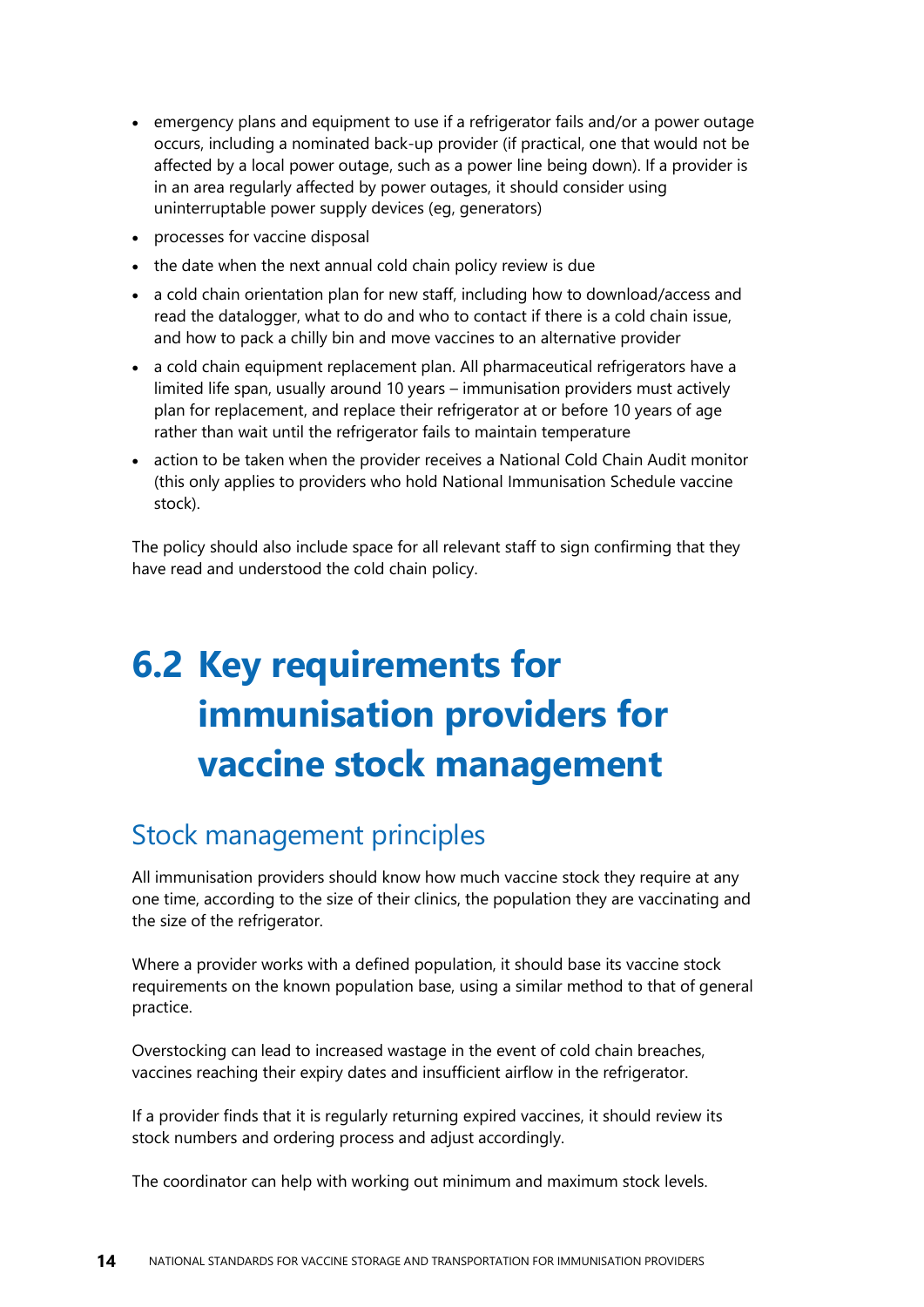- emergency plans and equipment to use if a refrigerator fails and/or a power outage occurs, including a nominated back-up provider (if practical, one that would not be affected by a local power outage, such as a power line being down). If a provider is in an area regularly affected by power outages, it should consider using uninterruptable power supply devices (eg, generators)
- processes for vaccine disposal
- the date when the next annual cold chain policy review is due
- a cold chain orientation plan for new staff, including how to download/access and read the datalogger, what to do and who to contact if there is a cold chain issue, and how to pack a chilly bin and move vaccines to an alternative provider
- a cold chain equipment replacement plan. All pharmaceutical refrigerators have a limited life span, usually around 10 years – immunisation providers must actively plan for replacement, and replace their refrigerator at or before 10 years of age rather than wait until the refrigerator fails to maintain temperature
- action to be taken when the provider receives a National Cold Chain Audit monitor (this only applies to providers who hold National Immunisation Schedule vaccine stock).

The policy should also include space for all relevant staff to sign confirming that they have read and understood the cold chain policy.

# 6.2 Key requirements for immunisation providers for vaccine stock management

## Stock management principles

All immunisation providers should know how much vaccine stock they require at any one time, according to the size of their clinics, the population they are vaccinating and the size of the refrigerator.

Where a provider works with a defined population, it should base its vaccine stock requirements on the known population base, using a similar method to that of general practice.

Overstocking can lead to increased wastage in the event of cold chain breaches, vaccines reaching their expiry dates and insufficient airflow in the refrigerator.

If a provider finds that it is regularly returning expired vaccines, it should review its stock numbers and ordering process and adjust accordingly.

The coordinator can help with working out minimum and maximum stock levels.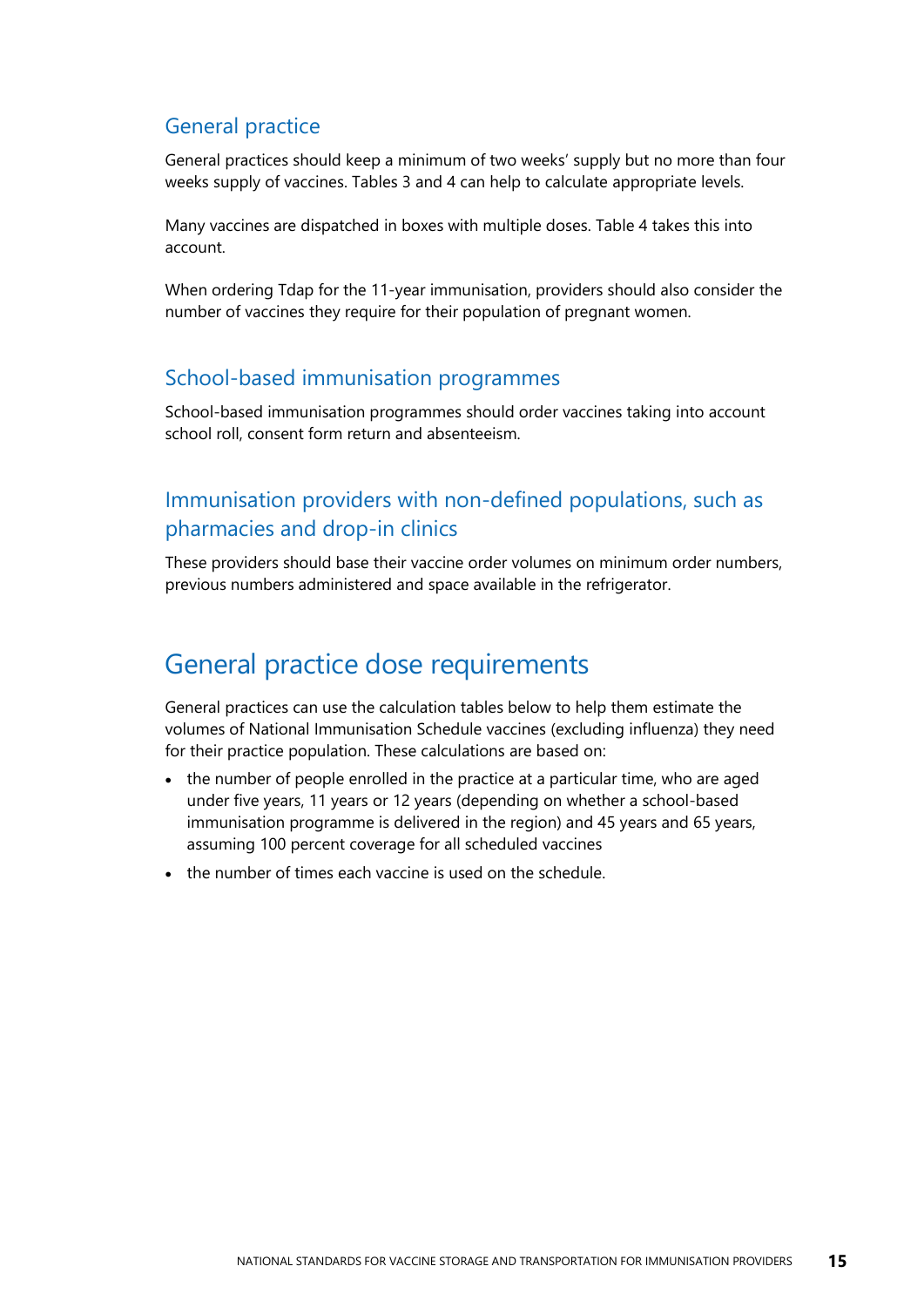### General practice

General practices should keep a minimum of two weeks' supply but no more than four weeks supply of vaccines. Tables 3 and 4 can help to calculate appropriate levels.

Many vaccines are dispatched in boxes with multiple doses. Table 4 takes this into account.

When ordering Tdap for the 11-year immunisation, providers should also consider the number of vaccines they require for their population of pregnant women.

### School-based immunisation programmes

School-based immunisation programmes should order vaccines taking into account school roll, consent form return and absenteeism.

### Immunisation providers with non-defined populations, such as pharmacies and drop-in clinics

These providers should base their vaccine order volumes on minimum order numbers, previous numbers administered and space available in the refrigerator.

## General practice dose requirements

General practices can use the calculation tables below to help them estimate the volumes of National Immunisation Schedule vaccines (excluding influenza) they need for their practice population. These calculations are based on:

- the number of people enrolled in the practice at a particular time, who are aged under five years, 11 years or 12 years (depending on whether a school-based immunisation programme is delivered in the region) and 45 years and 65 years, assuming 100 percent coverage for all scheduled vaccines
- the number of times each vaccine is used on the schedule.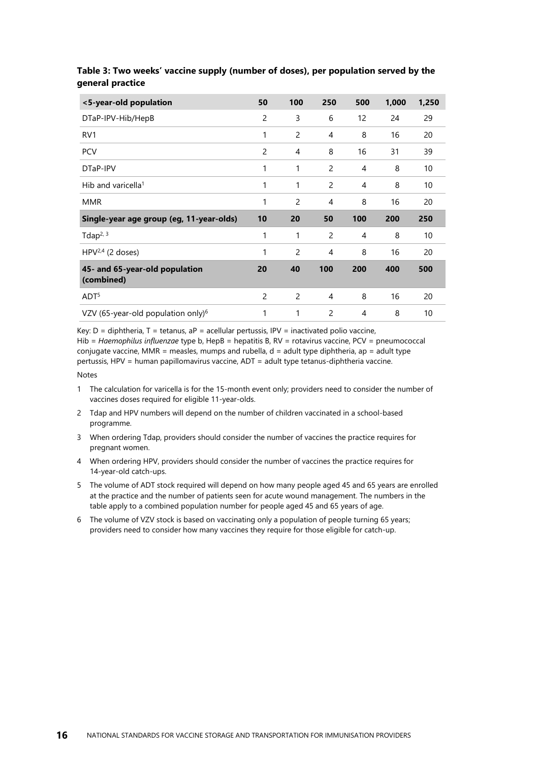**Table 3: Two weeks' vaccine supply (number of doses), per population served by the general practice**

| <5-year-old population | 50 | 100 | 250 | 500 | 1,000 | 1,250 |
|---|---|---|---|---|---|---|
| DTaP-IPV-Hib/HepB | 2 | 3 | 6 | 12 | 24 | 29 |
| RV1 | 1 | 2 | 4 | 8 | 16 | 20 |
| PCV | 2 | 4 | 8 | 16 | 31 | 39 |
| DTaP-IPV | 1 | 1 | 2 | 4 | 8 | 10 |
| Hib and varicella[1] | 1 | 1 | 2 | 4 | 8 | 10 |
| MMR | 1 | 2 | 4 | 8 | 16 | 20 |
| **Single-year age group (eg, 11-year-olds)** | **10** | **20** | **50** | **100** | **200** | **250** |
| Tdap[2, 3] | 1 | 1 | 2 | 4 | 8 | 10 |
| HPV[2,4] (2 doses) | 1 | 2 | 4 | 8 | 16 | 20 |
| **45- and 65-year-old population (combined)** | **20** | **40** | **100** | **200** | **400** | **500** |
| ADT[5] | 2 | 2 | 4 | 8 | 16 | 20 |
| VZV (65-year-old population only)[6] | 1 | 1 | 2 | 4 | 8 | 10 |

Key: D = diphtheria, T = tetanus, aP = acellular pertussis, IPV = inactivated polio vaccine, Hib = *Haemophilus influenzae* type b, HepB = hepatitis B, RV = rotavirus vaccine, PCV = pneumococcal conjugate vaccine, MMR = measles, mumps and rubella, d = adult type diphtheria, ap = adult type pertussis, HPV = human papillomavirus vaccine, ADT = adult type tetanus-diphtheria vaccine.

Notes

1. The calculation for varicella is for the 15-month event only; providers need to consider the number of vaccines doses required for eligible 11-year-olds.
2. Tdap and HPV numbers will depend on the number of children vaccinated in a school-based programme.
3. When ordering Tdap, providers should consider the number of vaccines the practice requires for pregnant women.
4. When ordering HPV, providers should consider the number of vaccines the practice requires for 14-year-old catch-ups.
5. The volume of ADT stock required will depend on how many people aged 45 and 65 years are enrolled at the practice and the number of patients seen for acute wound management. The numbers in the table apply to a combined population number for people aged 45 and 65 years of age.
6. The volume of VZV stock is based on vaccinating only a population of people turning 65 years; providers need to consider how many vaccines they require for those eligible for catch-up.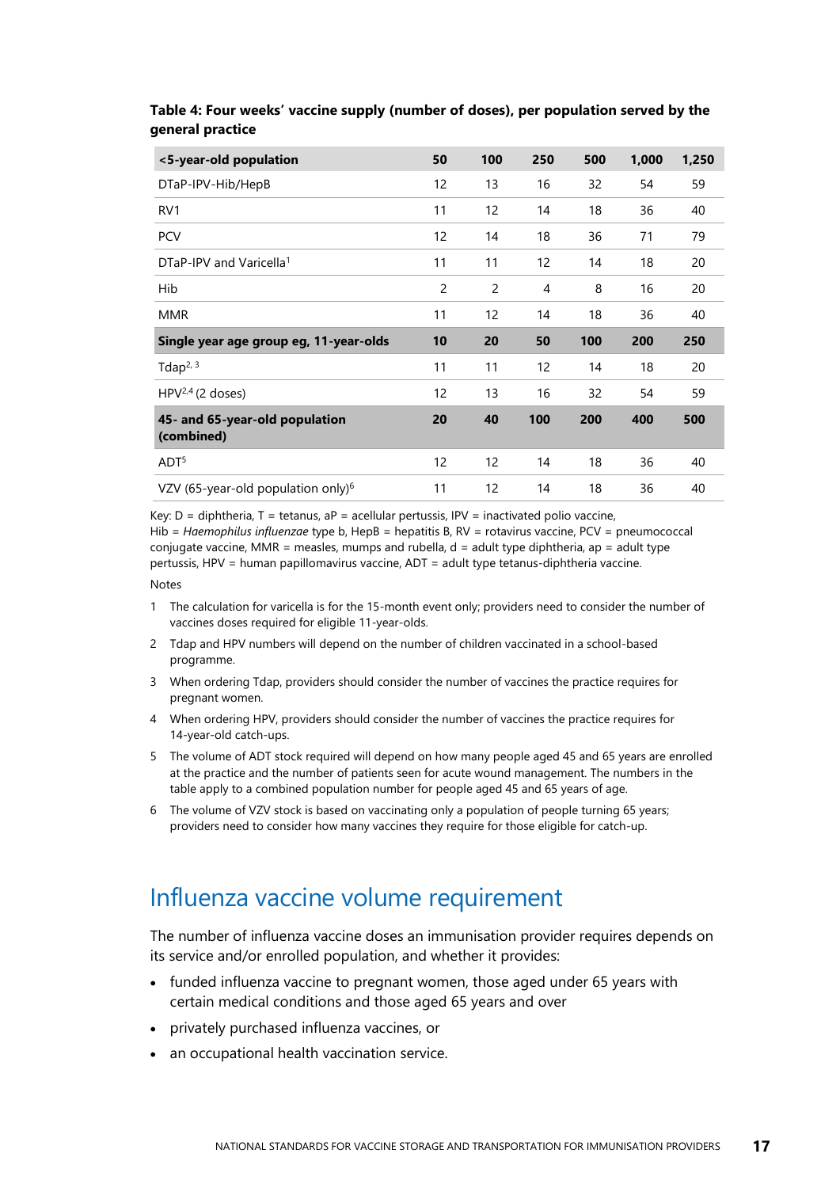**Table 4: Four weeks' vaccine supply (number of doses), per population served by the general practice**

| **<5-year-old population** | **50** | **100** | **250** | **500** | **1,000** | **1,250** |
|---|---|---|---|---|---|---|
| DTaP-IPV-Hib/HepB | 12 | 13 | 16 | 32 | 54 | 59 |
| RV1 | 11 | 12 | 14 | 18 | 36 | 40 |
| PCV | 12 | 14 | 18 | 36 | 71 | 79 |
| DTaP-IPV and Varicella[1] | 11 | 11 | 12 | 14 | 18 | 20 |
| Hib | 2 | 2 | 4 | 8 | 16 | 20 |
| MMR | 11 | 12 | 14 | 18 | 36 | 40 |
| **Single year age group eg, 11-year-olds** | **10** | **20** | **50** | **100** | **200** | **250** |
| Tdap[2, 3] | 11 | 11 | 12 | 14 | 18 | 20 |
| HPV[2,4] (2 doses) | 12 | 13 | 16 | 32 | 54 | 59 |
| **45- and 65-year-old population (combined)** | **20** | **40** | **100** | **200** | **400** | **500** |
| ADT[5] | 12 | 12 | 14 | 18 | 36 | 40 |
| VZV (65-year-old population only)[6] | 11 | 12 | 14 | 18 | 36 | 40 |

Key: D = diphtheria, T = tetanus, aP = acellular pertussis, IPV = inactivated polio vaccine, Hib = *Haemophilus influenzae* type b, HepB = hepatitis B, RV = rotavirus vaccine, PCV = pneumococcal conjugate vaccine, MMR = measles, mumps and rubella, d = adult type diphtheria, ap = adult type pertussis, HPV = human papillomavirus vaccine, ADT = adult type tetanus-diphtheria vaccine.

Notes

1. The calculation for varicella is for the 15-month event only; providers need to consider the number of vaccines doses required for eligible 11-year-olds.
2. Tdap and HPV numbers will depend on the number of children vaccinated in a school-based programme.
3. When ordering Tdap, providers should consider the number of vaccines the practice requires for pregnant women.
4. When ordering HPV, providers should consider the number of vaccines the practice requires for 14-year-old catch-ups.
5. The volume of ADT stock required will depend on how many people aged 45 and 65 years are enrolled at the practice and the number of patients seen for acute wound management. The numbers in the table apply to a combined population number for people aged 45 and 65 years of age.
6. The volume of VZV stock is based on vaccinating only a population of people turning 65 years; providers need to consider how many vaccines they require for those eligible for catch-up.

## Influenza vaccine volume requirement

The number of influenza vaccine doses an immunisation provider requires depends on its service and/or enrolled population, and whether it provides:

- funded influenza vaccine to pregnant women, those aged under 65 years with certain medical conditions and those aged 65 years and over
- privately purchased influenza vaccines, or
- an occupational health vaccination service.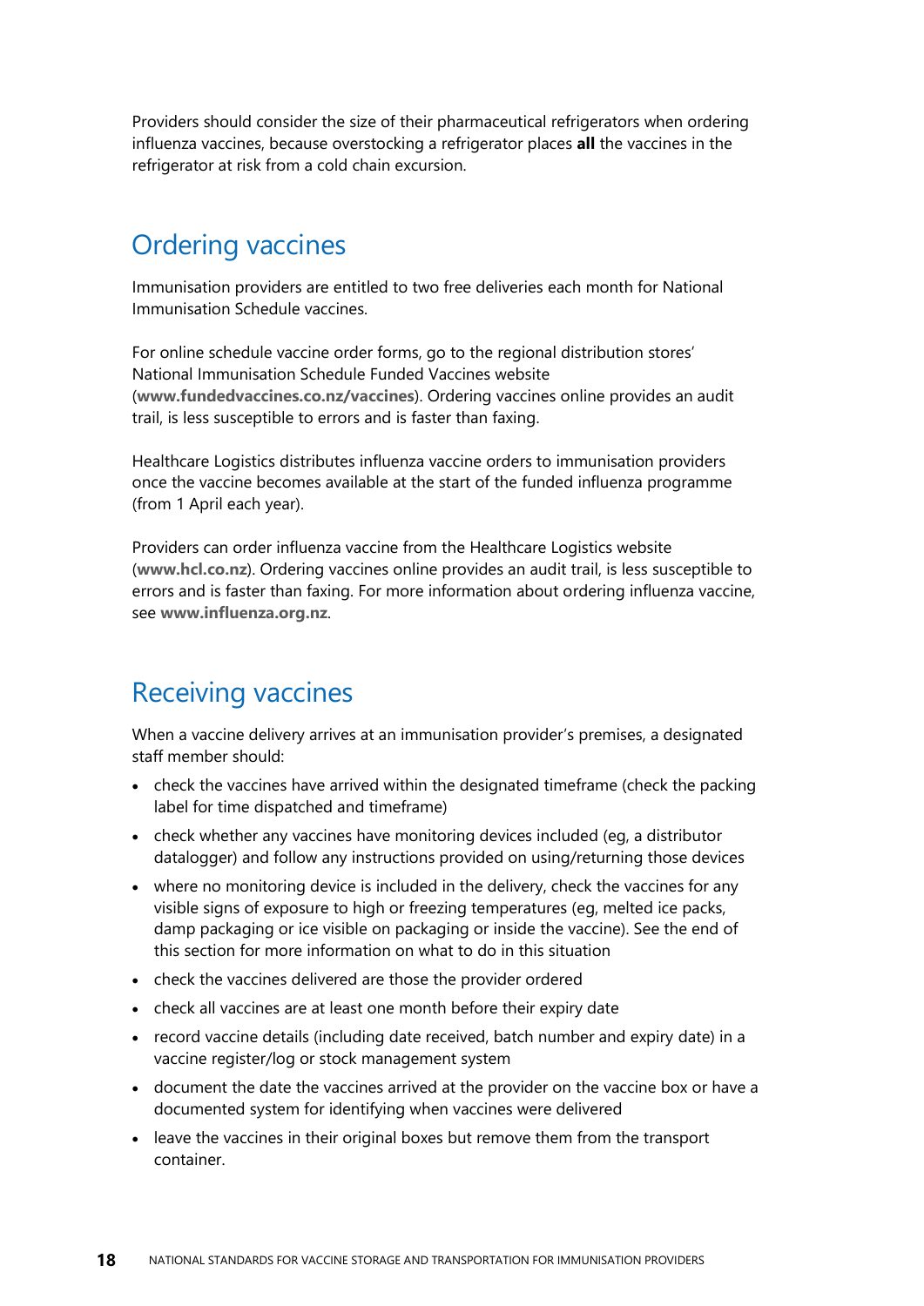Providers should consider the size of their pharmaceutical refrigerators when ordering influenza vaccines, because overstocking a refrigerator places **all** the vaccines in the refrigerator at risk from a cold chain excursion.

## Ordering vaccines

Immunisation providers are entitled to two free deliveries each month for National Immunisation Schedule vaccines.

For online schedule vaccine order forms, go to the regional distribution stores' National Immunisation Schedule Funded Vaccines website (**www.fundedvaccines.co.nz/vaccines**). Ordering vaccines online provides an audit trail, is less susceptible to errors and is faster than faxing.

Healthcare Logistics distributes influenza vaccine orders to immunisation providers once the vaccine becomes available at the start of the funded influenza programme (from 1 April each year).

Providers can order influenza vaccine from the Healthcare Logistics website (**www.hcl.co.nz**). Ordering vaccines online provides an audit trail, is less susceptible to errors and is faster than faxing. For more information about ordering influenza vaccine, see **www.influenza.org.nz**.

## Receiving vaccines

When a vaccine delivery arrives at an immunisation provider's premises, a designated staff member should:

- check the vaccines have arrived within the designated timeframe (check the packing label for time dispatched and timeframe)
- check whether any vaccines have monitoring devices included (eg, a distributor datalogger) and follow any instructions provided on using/returning those devices
- where no monitoring device is included in the delivery, check the vaccines for any visible signs of exposure to high or freezing temperatures (eg, melted ice packs, damp packaging or ice visible on packaging or inside the vaccine). See the end of this section for more information on what to do in this situation
- check the vaccines delivered are those the provider ordered
- check all vaccines are at least one month before their expiry date
- record vaccine details (including date received, batch number and expiry date) in a vaccine register/log or stock management system
- document the date the vaccines arrived at the provider on the vaccine box or have a documented system for identifying when vaccines were delivered
- leave the vaccines in their original boxes but remove them from the transport container.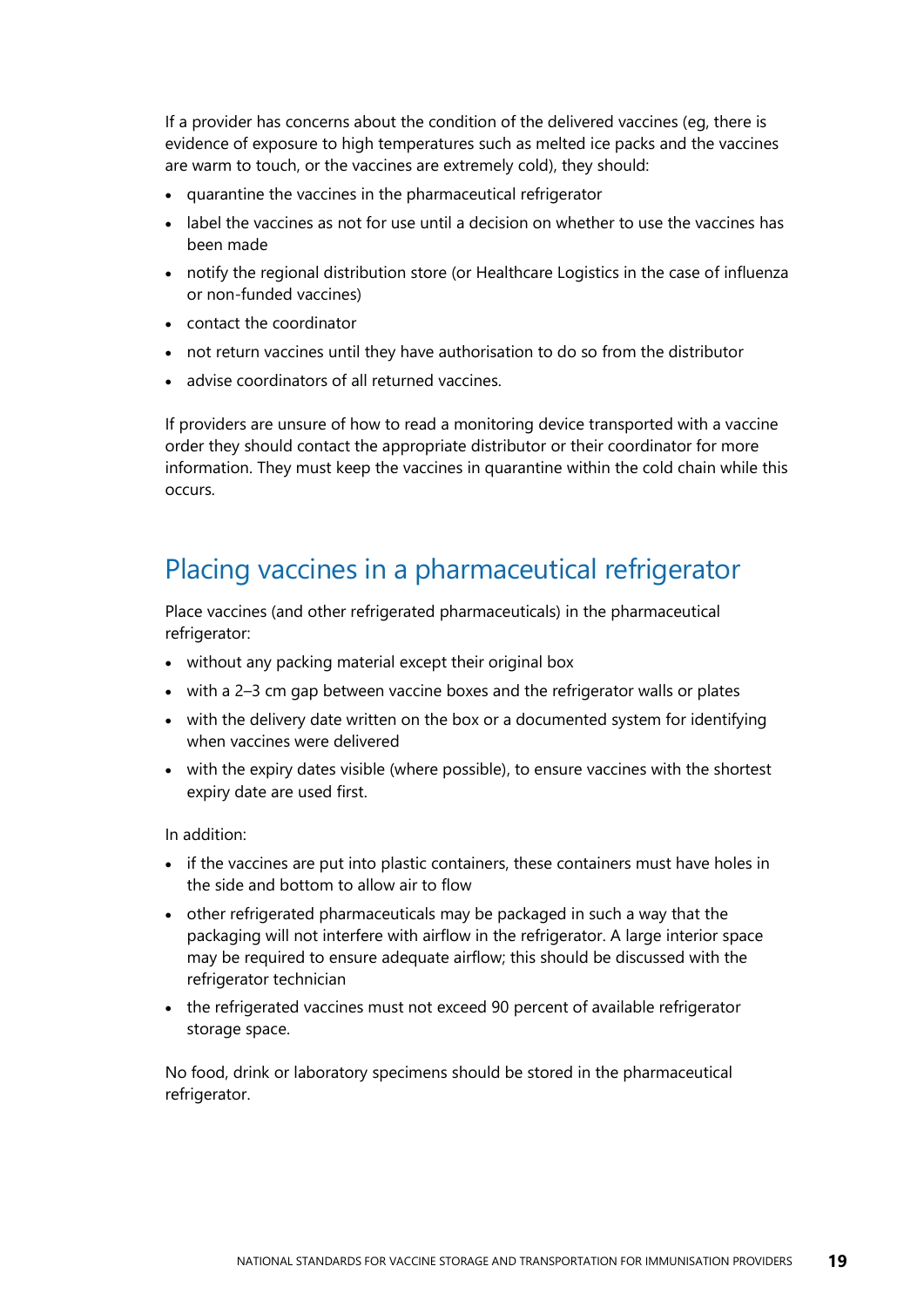If a provider has concerns about the condition of the delivered vaccines (eg, there is evidence of exposure to high temperatures such as melted ice packs and the vaccines are warm to touch, or the vaccines are extremely cold), they should:

- quarantine the vaccines in the pharmaceutical refrigerator
- label the vaccines as not for use until a decision on whether to use the vaccines has been made
- notify the regional distribution store (or Healthcare Logistics in the case of influenza or non-funded vaccines)
- contact the coordinator
- not return vaccines until they have authorisation to do so from the distributor
- advise coordinators of all returned vaccines.

If providers are unsure of how to read a monitoring device transported with a vaccine order they should contact the appropriate distributor or their coordinator for more information. They must keep the vaccines in quarantine within the cold chain while this occurs.

## Placing vaccines in a pharmaceutical refrigerator

Place vaccines (and other refrigerated pharmaceuticals) in the pharmaceutical refrigerator:

- without any packing material except their original box
- with a 2–3 cm gap between vaccine boxes and the refrigerator walls or plates
- with the delivery date written on the box or a documented system for identifying when vaccines were delivered
- with the expiry dates visible (where possible), to ensure vaccines with the shortest expiry date are used first.

In addition:

- if the vaccines are put into plastic containers, these containers must have holes in the side and bottom to allow air to flow
- other refrigerated pharmaceuticals may be packaged in such a way that the packaging will not interfere with airflow in the refrigerator. A large interior space may be required to ensure adequate airflow; this should be discussed with the refrigerator technician
- the refrigerated vaccines must not exceed 90 percent of available refrigerator storage space.

No food, drink or laboratory specimens should be stored in the pharmaceutical refrigerator.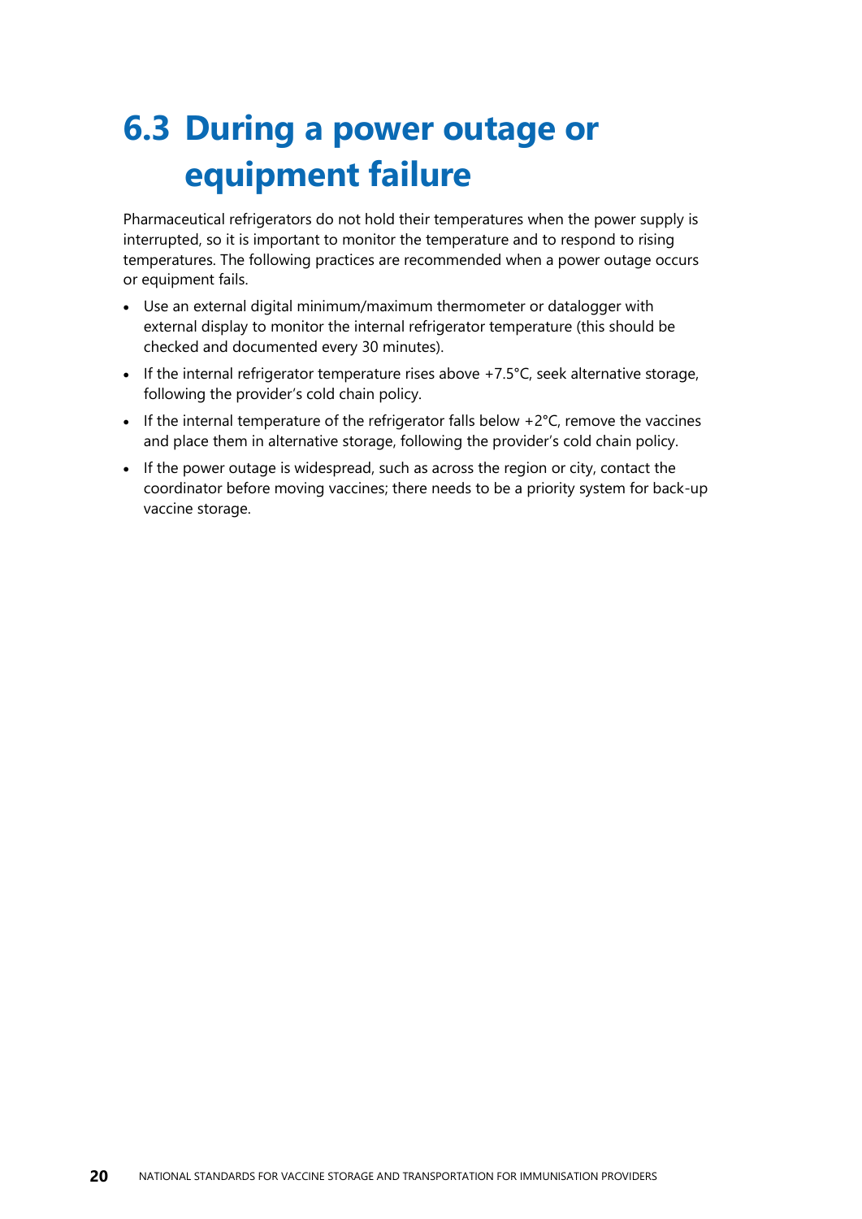## 6.3 During a power outage or equipment failure

Pharmaceutical refrigerators do not hold their temperatures when the power supply is interrupted, so it is important to monitor the temperature and to respond to rising temperatures. The following practices are recommended when a power outage occurs or equipment fails.

- Use an external digital minimum/maximum thermometer or datalogger with external display to monitor the internal refrigerator temperature (this should be checked and documented every 30 minutes).
- If the internal refrigerator temperature rises above +7.5°C, seek alternative storage, following the provider's cold chain policy.
- If the internal temperature of the refrigerator falls below +2°C, remove the vaccines and place them in alternative storage, following the provider's cold chain policy.
- If the power outage is widespread, such as across the region or city, contact the coordinator before moving vaccines; there needs to be a priority system for back-up vaccine storage.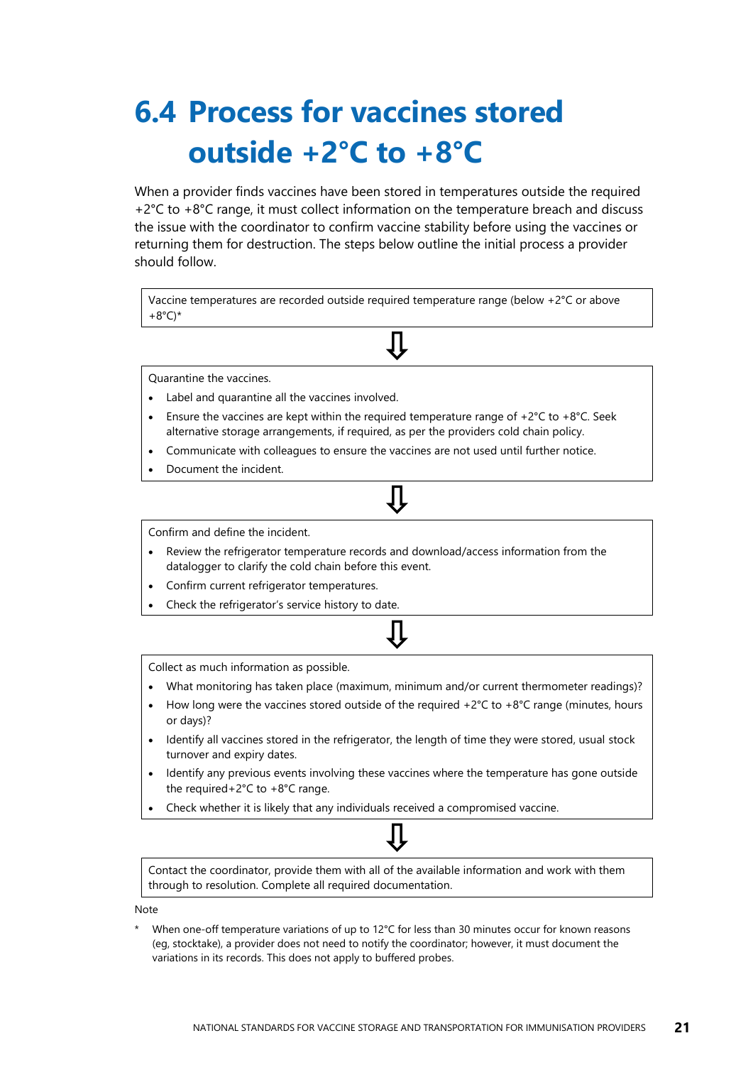# 6.4 Process for vaccines stored outside +2°C to +8°C

When a provider finds vaccines have been stored in temperatures outside the required +2°C to +8°C range, it must collect information on the temperature breach and discuss the issue with the coordinator to confirm vaccine stability before using the vaccines or returning them for destruction. The steps below outline the initial process a provider should follow.

Vaccine temperatures are recorded outside required temperature range (below +2°C or above +8°C)*

⇩

Quarantine the vaccines.

- Label and quarantine all the vaccines involved.
- Ensure the vaccines are kept within the required temperature range of +2°C to +8°C. Seek alternative storage arrangements, if required, as per the providers cold chain policy.
- Communicate with colleagues to ensure the vaccines are not used until further notice.
- Document the incident.

⇩

Confirm and define the incident.

- Review the refrigerator temperature records and download/access information from the datalogger to clarify the cold chain before this event.
- Confirm current refrigerator temperatures.
- Check the refrigerator's service history to date.

⇩

Collect as much information as possible.

- What monitoring has taken place (maximum, minimum and/or current thermometer readings)?
- How long were the vaccines stored outside of the required +2°C to +8°C range (minutes, hours or days)?
- Identify all vaccines stored in the refrigerator, the length of time they were stored, usual stock turnover and expiry dates.
- Identify any previous events involving these vaccines where the temperature has gone outside the required+2°C to +8°C range.
- Check whether it is likely that any individuals received a compromised vaccine.

⇩

Contact the coordinator, provide them with all of the available information and work with them through to resolution. Complete all required documentation.

Note

* When one-off temperature variations of up to 12°C for less than 30 minutes occur for known reasons (eg, stocktake), a provider does not need to notify the coordinator; however, it must document the variations in its records. This does not apply to buffered probes.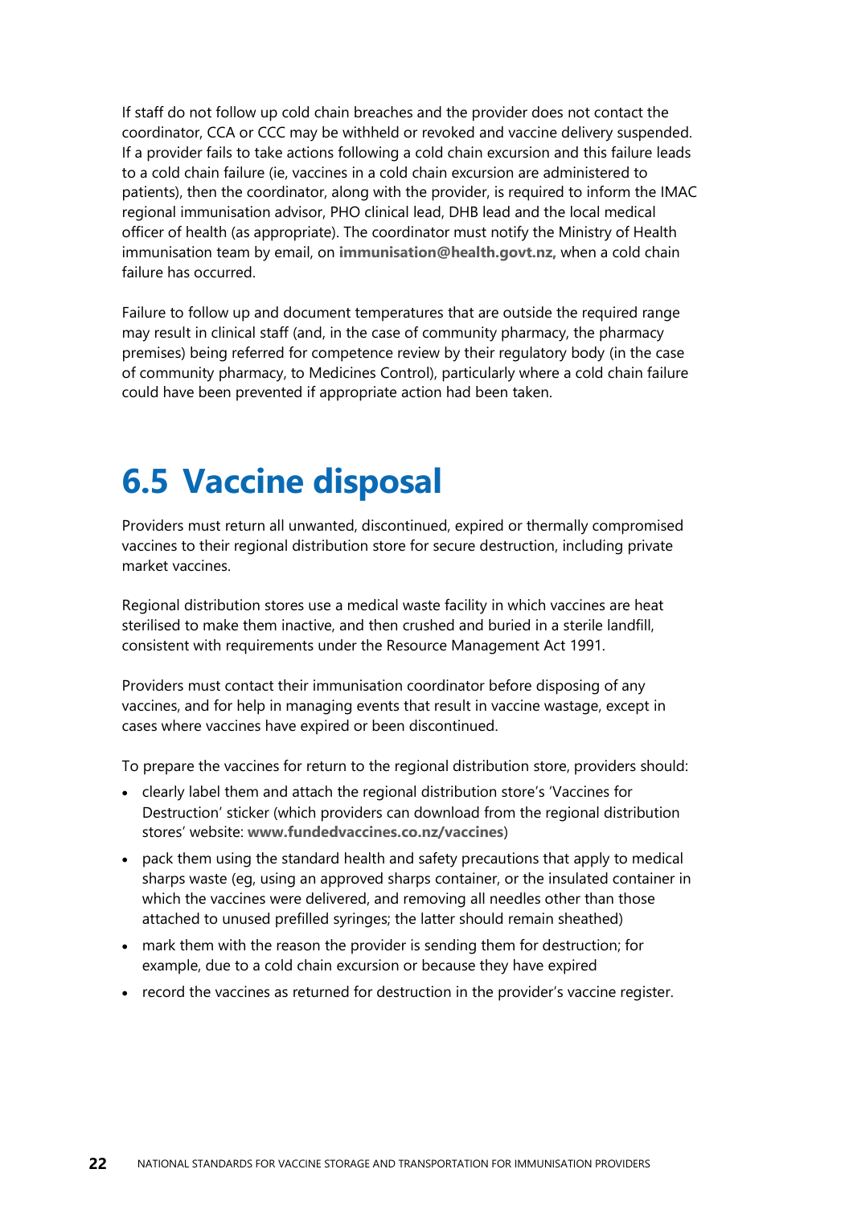If staff do not follow up cold chain breaches and the provider does not contact the coordinator, CCA or CCC may be withheld or revoked and vaccine delivery suspended. If a provider fails to take actions following a cold chain excursion and this failure leads to a cold chain failure (ie, vaccines in a cold chain excursion are administered to patients), then the coordinator, along with the provider, is required to inform the IMAC regional immunisation advisor, PHO clinical lead, DHB lead and the local medical officer of health (as appropriate). The coordinator must notify the Ministry of Health immunisation team by email, on **immunisation@health.govt.nz,** when a cold chain failure has occurred.

Failure to follow up and document temperatures that are outside the required range may result in clinical staff (and, in the case of community pharmacy, the pharmacy premises) being referred for competence review by their regulatory body (in the case of community pharmacy, to Medicines Control), particularly where a cold chain failure could have been prevented if appropriate action had been taken.

## 6.5 Vaccine disposal

Providers must return all unwanted, discontinued, expired or thermally compromised vaccines to their regional distribution store for secure destruction, including private market vaccines.

Regional distribution stores use a medical waste facility in which vaccines are heat sterilised to make them inactive, and then crushed and buried in a sterile landfill, consistent with requirements under the Resource Management Act 1991.

Providers must contact their immunisation coordinator before disposing of any vaccines, and for help in managing events that result in vaccine wastage, except in cases where vaccines have expired or been discontinued.

To prepare the vaccines for return to the regional distribution store, providers should:

- clearly label them and attach the regional distribution store's 'Vaccines for Destruction' sticker (which providers can download from the regional distribution stores' website: **www.fundedvaccines.co.nz/vaccines**)
- pack them using the standard health and safety precautions that apply to medical sharps waste (eg, using an approved sharps container, or the insulated container in which the vaccines were delivered, and removing all needles other than those attached to unused prefilled syringes; the latter should remain sheathed)
- mark them with the reason the provider is sending them for destruction; for example, due to a cold chain excursion or because they have expired
- record the vaccines as returned for destruction in the provider's vaccine register.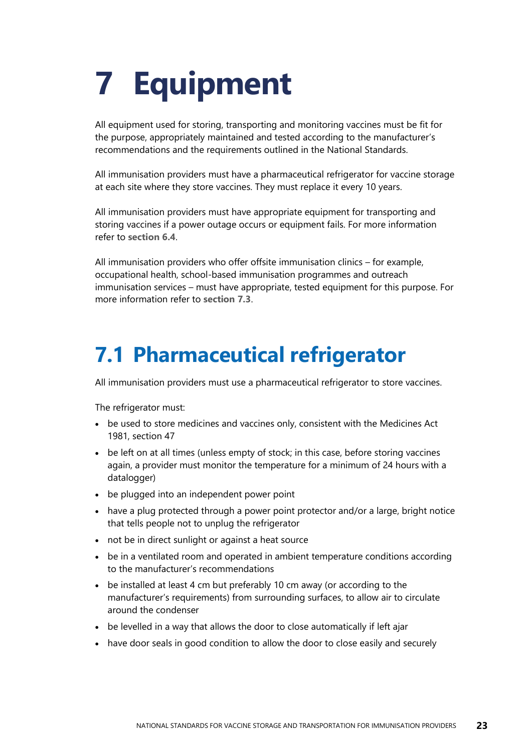# 7 Equipment

All equipment used for storing, transporting and monitoring vaccines must be fit for the purpose, appropriately maintained and tested according to the manufacturer's recommendations and the requirements outlined in the National Standards.

All immunisation providers must have a pharmaceutical refrigerator for vaccine storage at each site where they store vaccines. They must replace it every 10 years.

All immunisation providers must have appropriate equipment for transporting and storing vaccines if a power outage occurs or equipment fails. For more information refer to **section 6.4**.

All immunisation providers who offer offsite immunisation clinics – for example, occupational health, school-based immunisation programmes and outreach immunisation services – must have appropriate, tested equipment for this purpose. For more information refer to **section 7.3**.

## 7.1 Pharmaceutical refrigerator

All immunisation providers must use a pharmaceutical refrigerator to store vaccines.

The refrigerator must:

- be used to store medicines and vaccines only, consistent with the Medicines Act 1981, section 47
- be left on at all times (unless empty of stock; in this case, before storing vaccines again, a provider must monitor the temperature for a minimum of 24 hours with a datalogger)
- be plugged into an independent power point
- have a plug protected through a power point protector and/or a large, bright notice that tells people not to unplug the refrigerator
- not be in direct sunlight or against a heat source
- be in a ventilated room and operated in ambient temperature conditions according to the manufacturer's recommendations
- be installed at least 4 cm but preferably 10 cm away (or according to the manufacturer's requirements) from surrounding surfaces, to allow air to circulate around the condenser
- be levelled in a way that allows the door to close automatically if left ajar
- have door seals in good condition to allow the door to close easily and securely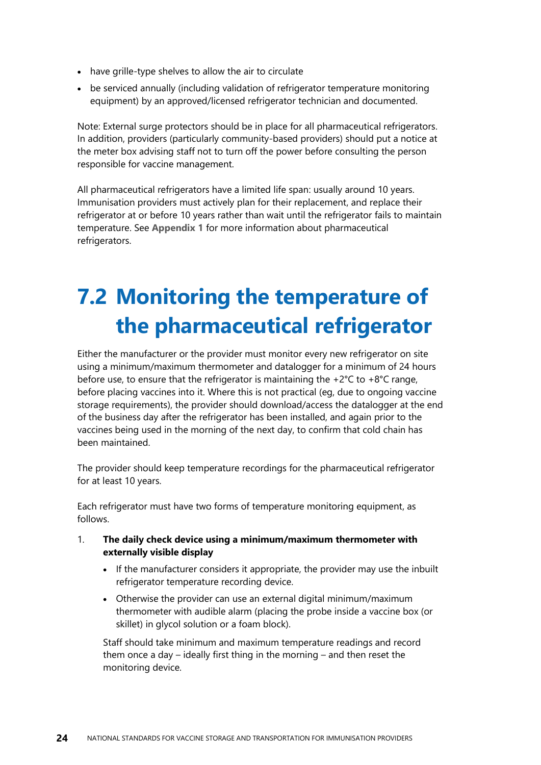- have grille-type shelves to allow the air to circulate
- be serviced annually (including validation of refrigerator temperature monitoring equipment) by an approved/licensed refrigerator technician and documented.

Note: External surge protectors should be in place for all pharmaceutical refrigerators. In addition, providers (particularly community-based providers) should put a notice at the meter box advising staff not to turn off the power before consulting the person responsible for vaccine management.

All pharmaceutical refrigerators have a limited life span: usually around 10 years. Immunisation providers must actively plan for their replacement, and replace their refrigerator at or before 10 years rather than wait until the refrigerator fails to maintain temperature. See **Appendix 1** for more information about pharmaceutical refrigerators.

# 7.2 Monitoring the temperature of the pharmaceutical refrigerator

Either the manufacturer or the provider must monitor every new refrigerator on site using a minimum/maximum thermometer and datalogger for a minimum of 24 hours before use, to ensure that the refrigerator is maintaining the +2°C to +8°C range, before placing vaccines into it. Where this is not practical (eg, due to ongoing vaccine storage requirements), the provider should download/access the datalogger at the end of the business day after the refrigerator has been installed, and again prior to the vaccines being used in the morning of the next day, to confirm that cold chain has been maintained.

The provider should keep temperature recordings for the pharmaceutical refrigerator for at least 10 years.

Each refrigerator must have two forms of temperature monitoring equipment, as follows.

1. **The daily check device using a minimum/maximum thermometer with externally visible display**
   - If the manufacturer considers it appropriate, the provider may use the inbuilt refrigerator temperature recording device.
   - Otherwise the provider can use an external digital minimum/maximum thermometer with audible alarm (placing the probe inside a vaccine box (or skillet) in glycol solution or a foam block).

   Staff should take minimum and maximum temperature readings and record them once a day – ideally first thing in the morning – and then reset the monitoring device.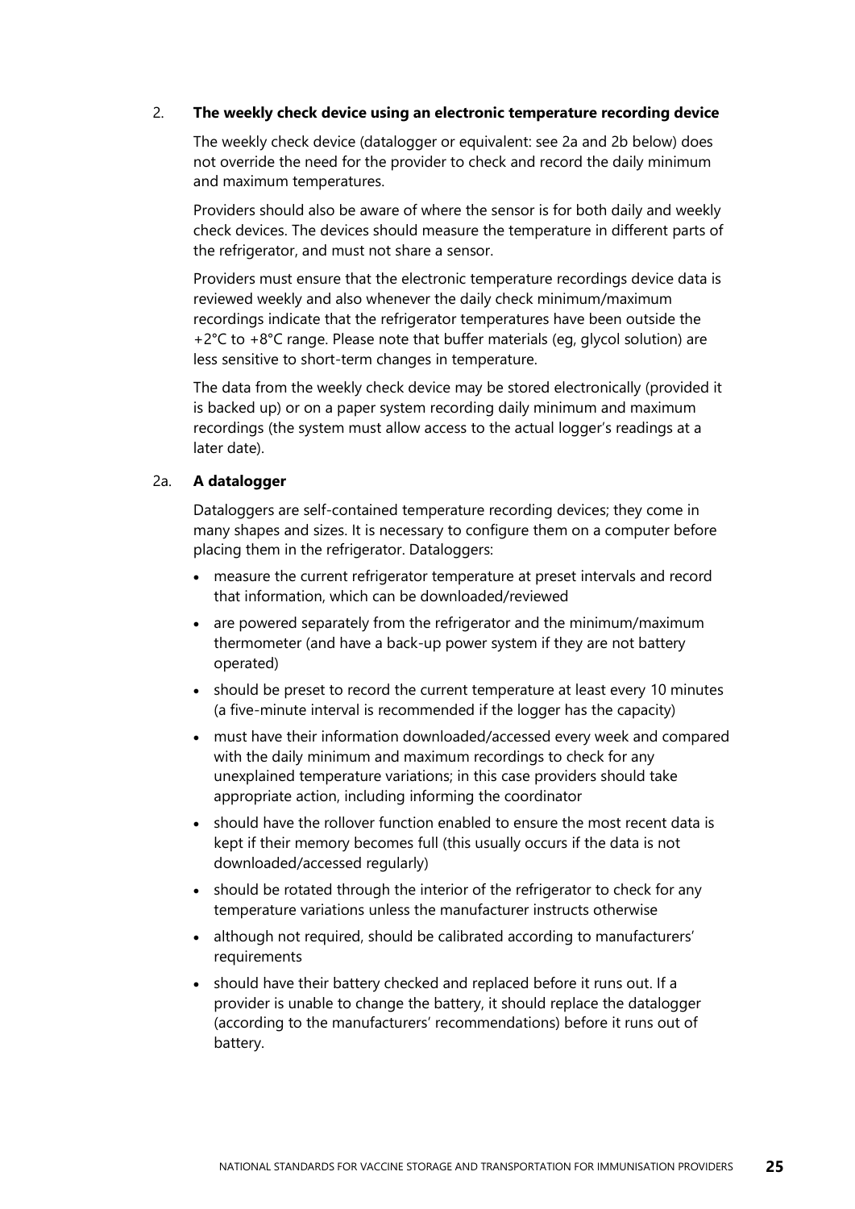## 2. The weekly check device using an electronic temperature recording device

The weekly check device (datalogger or equivalent: see 2a and 2b below) does not override the need for the provider to check and record the daily minimum and maximum temperatures.

Providers should also be aware of where the sensor is for both daily and weekly check devices. The devices should measure the temperature in different parts of the refrigerator, and must not share a sensor.

Providers must ensure that the electronic temperature recordings device data is reviewed weekly and also whenever the daily check minimum/maximum recordings indicate that the refrigerator temperatures have been outside the +2°C to +8°C range. Please note that buffer materials (eg, glycol solution) are less sensitive to short-term changes in temperature.

The data from the weekly check device may be stored electronically (provided it is backed up) or on a paper system recording daily minimum and maximum recordings (the system must allow access to the actual logger's readings at a later date).

### 2a. A datalogger

Dataloggers are self-contained temperature recording devices; they come in many shapes and sizes. It is necessary to configure them on a computer before placing them in the refrigerator. Dataloggers:

- measure the current refrigerator temperature at preset intervals and record that information, which can be downloaded/reviewed
- are powered separately from the refrigerator and the minimum/maximum thermometer (and have a back-up power system if they are not battery operated)
- should be preset to record the current temperature at least every 10 minutes (a five-minute interval is recommended if the logger has the capacity)
- must have their information downloaded/accessed every week and compared with the daily minimum and maximum recordings to check for any unexplained temperature variations; in this case providers should take appropriate action, including informing the coordinator
- should have the rollover function enabled to ensure the most recent data is kept if their memory becomes full (this usually occurs if the data is not downloaded/accessed regularly)
- should be rotated through the interior of the refrigerator to check for any temperature variations unless the manufacturer instructs otherwise
- although not required, should be calibrated according to manufacturers' requirements
- should have their battery checked and replaced before it runs out. If a provider is unable to change the battery, it should replace the datalogger (according to the manufacturers' recommendations) before it runs out of battery.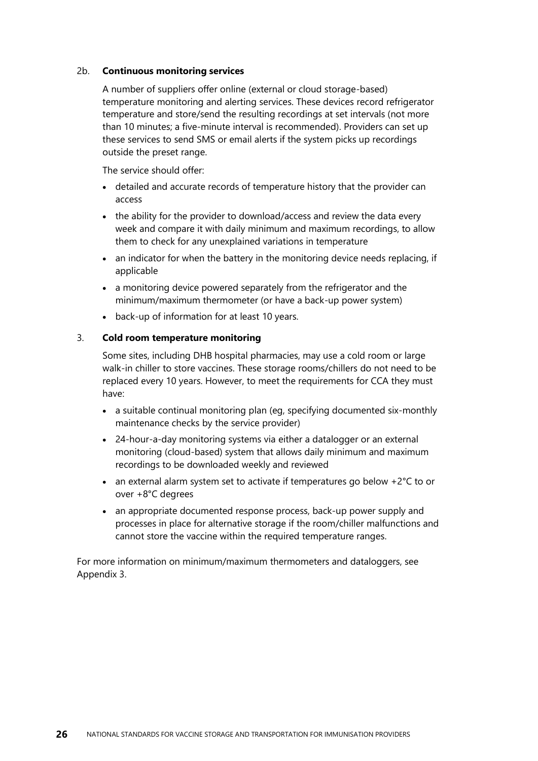2b. **Continuous monitoring services**

A number of suppliers offer online (external or cloud storage-based) temperature monitoring and alerting services. These devices record refrigerator temperature and store/send the resulting recordings at set intervals (not more than 10 minutes; a five-minute interval is recommended). Providers can set up these services to send SMS or email alerts if the system picks up recordings outside the preset range.

The service should offer:

- detailed and accurate records of temperature history that the provider can access
- the ability for the provider to download/access and review the data every week and compare it with daily minimum and maximum recordings, to allow them to check for any unexplained variations in temperature
- an indicator for when the battery in the monitoring device needs replacing, if applicable
- a monitoring device powered separately from the refrigerator and the minimum/maximum thermometer (or have a back-up power system)
- back-up of information for at least 10 years.

3. **Cold room temperature monitoring**

Some sites, including DHB hospital pharmacies, may use a cold room or large walk-in chiller to store vaccines. These storage rooms/chillers do not need to be replaced every 10 years. However, to meet the requirements for CCA they must have:

- a suitable continual monitoring plan (eg, specifying documented six-monthly maintenance checks by the service provider)
- 24-hour-a-day monitoring systems via either a datalogger or an external monitoring (cloud-based) system that allows daily minimum and maximum recordings to be downloaded weekly and reviewed
- an external alarm system set to activate if temperatures go below +2°C to or over +8°C degrees
- an appropriate documented response process, back-up power supply and processes in place for alternative storage if the room/chiller malfunctions and cannot store the vaccine within the required temperature ranges.

For more information on minimum/maximum thermometers and dataloggers, see Appendix 3.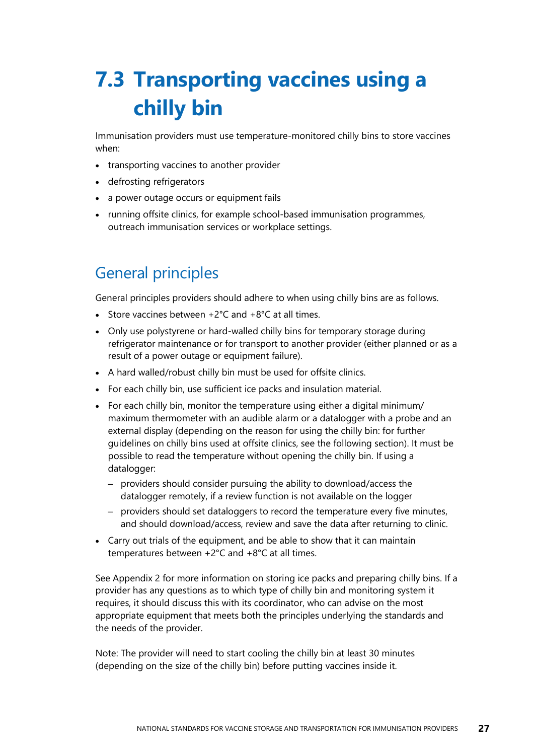# 7.3 Transporting vaccines using a chilly bin

Immunisation providers must use temperature-monitored chilly bins to store vaccines when:

- transporting vaccines to another provider
- defrosting refrigerators
- a power outage occurs or equipment fails
- running offsite clinics, for example school-based immunisation programmes, outreach immunisation services or workplace settings.

## General principles

General principles providers should adhere to when using chilly bins are as follows.

- Store vaccines between +2°C and +8°C at all times.
- Only use polystyrene or hard-walled chilly bins for temporary storage during refrigerator maintenance or for transport to another provider (either planned or as a result of a power outage or equipment failure).
- A hard walled/robust chilly bin must be used for offsite clinics.
- For each chilly bin, use sufficient ice packs and insulation material.
- For each chilly bin, monitor the temperature using either a digital minimum/maximum thermometer with an audible alarm or a datalogger with a probe and an external display (depending on the reason for using the chilly bin: for further guidelines on chilly bins used at offsite clinics, see the following section). It must be possible to read the temperature without opening the chilly bin. If using a datalogger:
  - providers should consider pursuing the ability to download/access the datalogger remotely, if a review function is not available on the logger
  - providers should set dataloggers to record the temperature every five minutes, and should download/access, review and save the data after returning to clinic.
- Carry out trials of the equipment, and be able to show that it can maintain temperatures between +2°C and +8°C at all times.

See Appendix 2 for more information on storing ice packs and preparing chilly bins. If a provider has any questions as to which type of chilly bin and monitoring system it requires, it should discuss this with its coordinator, who can advise on the most appropriate equipment that meets both the principles underlying the standards and the needs of the provider.

Note: The provider will need to start cooling the chilly bin at least 30 minutes (depending on the size of the chilly bin) before putting vaccines inside it.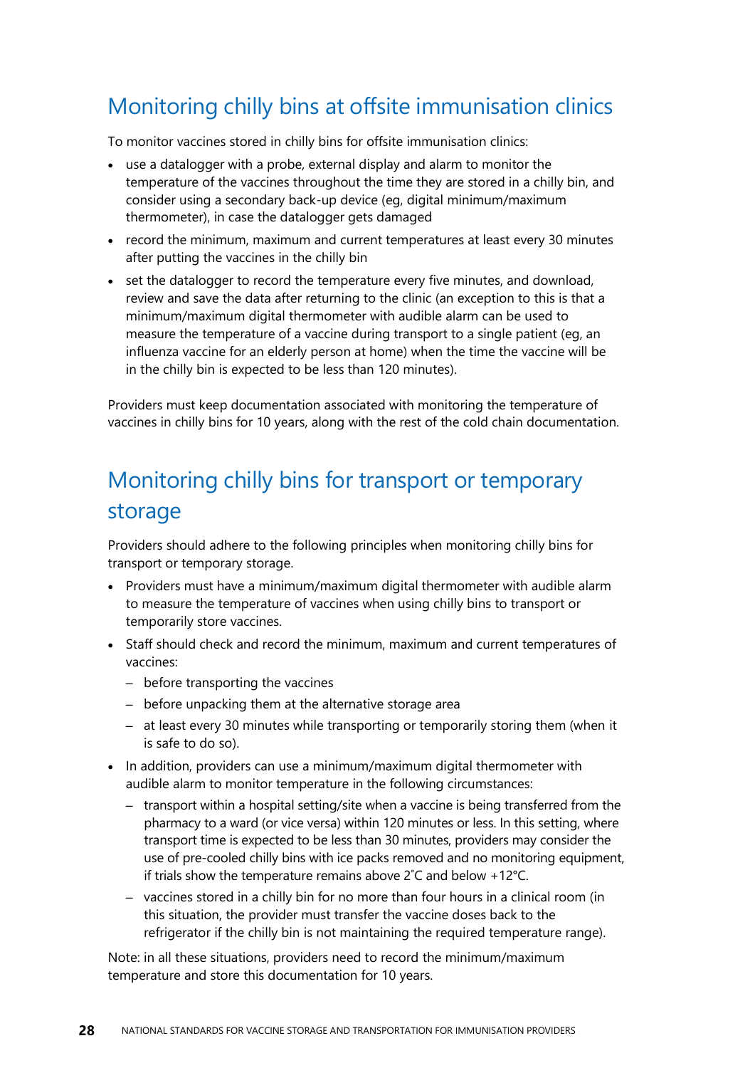## Monitoring chilly bins at offsite immunisation clinics

To monitor vaccines stored in chilly bins for offsite immunisation clinics:

- use a datalogger with a probe, external display and alarm to monitor the temperature of the vaccines throughout the time they are stored in a chilly bin, and consider using a secondary back-up device (eg, digital minimum/maximum thermometer), in case the datalogger gets damaged
- record the minimum, maximum and current temperatures at least every 30 minutes after putting the vaccines in the chilly bin
- set the datalogger to record the temperature every five minutes, and download, review and save the data after returning to the clinic (an exception to this is that a minimum/maximum digital thermometer with audible alarm can be used to measure the temperature of a vaccine during transport to a single patient (eg, an influenza vaccine for an elderly person at home) when the time the vaccine will be in the chilly bin is expected to be less than 120 minutes).

Providers must keep documentation associated with monitoring the temperature of vaccines in chilly bins for 10 years, along with the rest of the cold chain documentation.

## Monitoring chilly bins for transport or temporary storage

Providers should adhere to the following principles when monitoring chilly bins for transport or temporary storage.

- Providers must have a minimum/maximum digital thermometer with audible alarm to measure the temperature of vaccines when using chilly bins to transport or temporarily store vaccines.
- Staff should check and record the minimum, maximum and current temperatures of vaccines:
  - before transporting the vaccines
  - before unpacking them at the alternative storage area
  - at least every 30 minutes while transporting or temporarily storing them (when it is safe to do so).
- In addition, providers can use a minimum/maximum digital thermometer with audible alarm to monitor temperature in the following circumstances:
  - transport within a hospital setting/site when a vaccine is being transferred from the pharmacy to a ward (or vice versa) within 120 minutes or less. In this setting, where transport time is expected to be less than 30 minutes, providers may consider the use of pre-cooled chilly bins with ice packs removed and no monitoring equipment, if trials show the temperature remains above 2˚C and below +12°C.
  - vaccines stored in a chilly bin for no more than four hours in a clinical room (in this situation, the provider must transfer the vaccine doses back to the refrigerator if the chilly bin is not maintaining the required temperature range).

Note: in all these situations, providers need to record the minimum/maximum temperature and store this documentation for 10 years.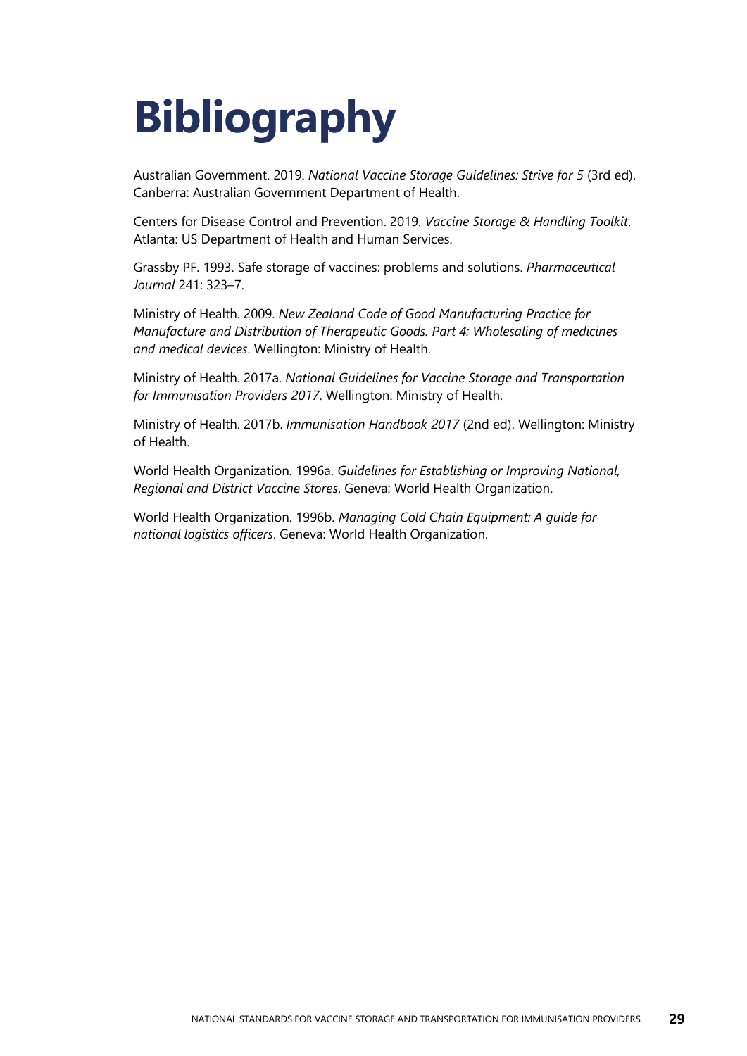# Bibliography

Australian Government. 2019. *National Vaccine Storage Guidelines: Strive for 5* (3rd ed). Canberra: Australian Government Department of Health.

Centers for Disease Control and Prevention. 2019. *Vaccine Storage & Handling Toolkit*. Atlanta: US Department of Health and Human Services.

Grassby PF. 1993. Safe storage of vaccines: problems and solutions. *Pharmaceutical Journal* 241: 323–7.

Ministry of Health. 2009. *New Zealand Code of Good Manufacturing Practice for Manufacture and Distribution of Therapeutic Goods. Part 4: Wholesaling of medicines and medical devices*. Wellington: Ministry of Health.

Ministry of Health. 2017a. *National Guidelines for Vaccine Storage and Transportation for Immunisation Providers 2017*. Wellington: Ministry of Health.

Ministry of Health. 2017b. *Immunisation Handbook 2017* (2nd ed). Wellington: Ministry of Health.

World Health Organization. 1996a. *Guidelines for Establishing or Improving National, Regional and District Vaccine Stores*. Geneva: World Health Organization.

World Health Organization. 1996b. *Managing Cold Chain Equipment: A guide for national logistics officers*. Geneva: World Health Organization.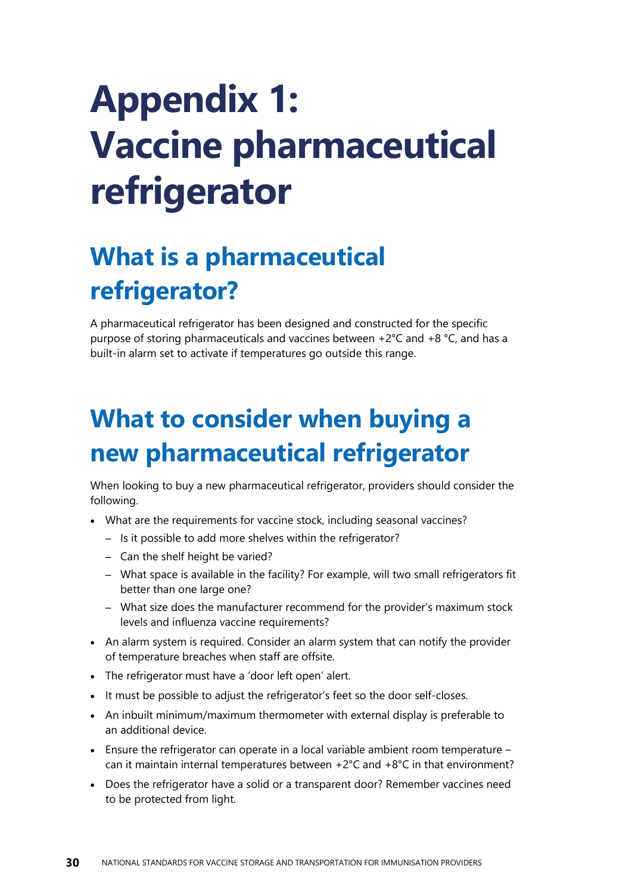# Appendix 1: Vaccine pharmaceutical refrigerator

## What is a pharmaceutical refrigerator?

A pharmaceutical refrigerator has been designed and constructed for the specific purpose of storing pharmaceuticals and vaccines between +2°C and +8 °C, and has a built-in alarm set to activate if temperatures go outside this range.

## What to consider when buying a new pharmaceutical refrigerator

When looking to buy a new pharmaceutical refrigerator, providers should consider the following.

- What are the requirements for vaccine stock, including seasonal vaccines?
  - Is it possible to add more shelves within the refrigerator?
  - Can the shelf height be varied?
  - What space is available in the facility? For example, will two small refrigerators fit better than one large one?
  - What size does the manufacturer recommend for the provider's maximum stock levels and influenza vaccine requirements?
- An alarm system is required. Consider an alarm system that can notify the provider of temperature breaches when staff are offsite.
- The refrigerator must have a 'door left open' alert.
- It must be possible to adjust the refrigerator's feet so the door self-closes.
- An inbuilt minimum/maximum thermometer with external display is preferable to an additional device.
- Ensure the refrigerator can operate in a local variable ambient room temperature – can it maintain internal temperatures between +2°C and +8°C in that environment?
- Does the refrigerator have a solid or a transparent door? Remember vaccines need to be protected from light.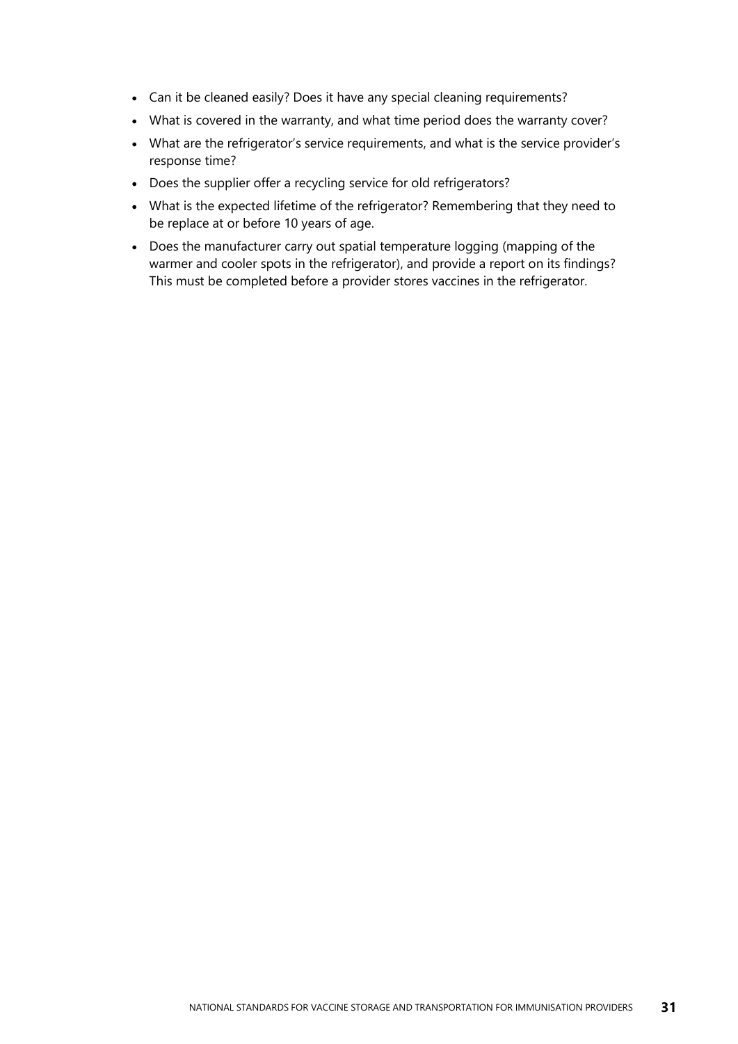- Can it be cleaned easily? Does it have any special cleaning requirements?
- What is covered in the warranty, and what time period does the warranty cover?
- What are the refrigerator's service requirements, and what is the service provider's response time?
- Does the supplier offer a recycling service for old refrigerators?
- What is the expected lifetime of the refrigerator? Remembering that they need to be replace at or before 10 years of age.
- Does the manufacturer carry out spatial temperature logging (mapping of the warmer and cooler spots in the refrigerator), and provide a report on its findings? This must be completed before a provider stores vaccines in the refrigerator.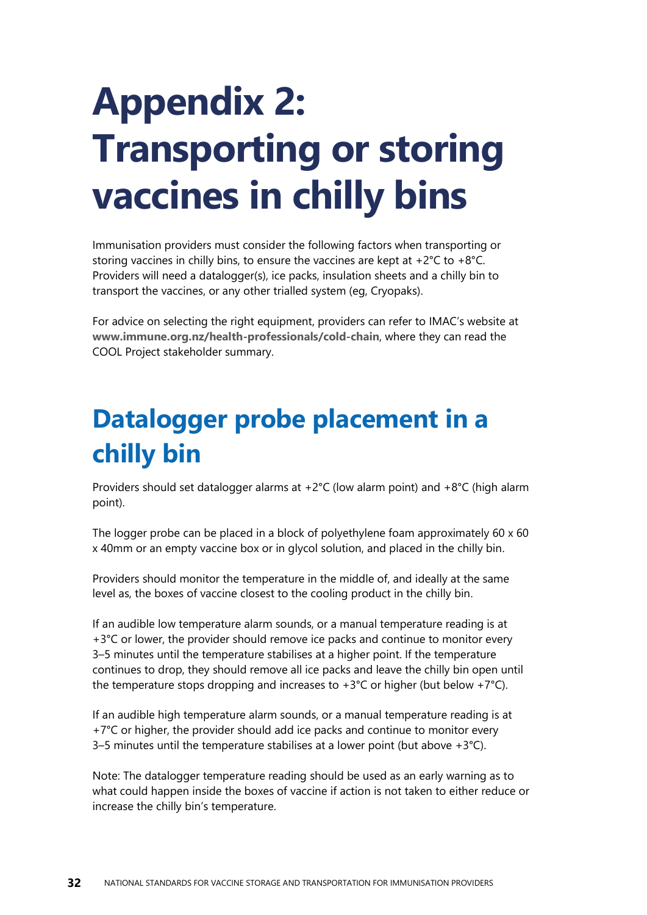# Appendix 2: Transporting or storing vaccines in chilly bins

Immunisation providers must consider the following factors when transporting or storing vaccines in chilly bins, to ensure the vaccines are kept at +2°C to +8°C. Providers will need a datalogger(s), ice packs, insulation sheets and a chilly bin to transport the vaccines, or any other trialled system (eg, Cryopaks).

For advice on selecting the right equipment, providers can refer to IMAC's website at **www.immune.org.nz/health-professionals/cold-chain**, where they can read the COOL Project stakeholder summary.

## Datalogger probe placement in a chilly bin

Providers should set datalogger alarms at +2°C (low alarm point) and +8°C (high alarm point).

The logger probe can be placed in a block of polyethylene foam approximately 60 x 60 x 40mm or an empty vaccine box or in glycol solution, and placed in the chilly bin.

Providers should monitor the temperature in the middle of, and ideally at the same level as, the boxes of vaccine closest to the cooling product in the chilly bin.

If an audible low temperature alarm sounds, or a manual temperature reading is at +3°C or lower, the provider should remove ice packs and continue to monitor every 3–5 minutes until the temperature stabilises at a higher point. If the temperature continues to drop, they should remove all ice packs and leave the chilly bin open until the temperature stops dropping and increases to +3°C or higher (but below +7°C).

If an audible high temperature alarm sounds, or a manual temperature reading is at +7°C or higher, the provider should add ice packs and continue to monitor every 3–5 minutes until the temperature stabilises at a lower point (but above +3°C).

Note: The datalogger temperature reading should be used as an early warning as to what could happen inside the boxes of vaccine if action is not taken to either reduce or increase the chilly bin's temperature.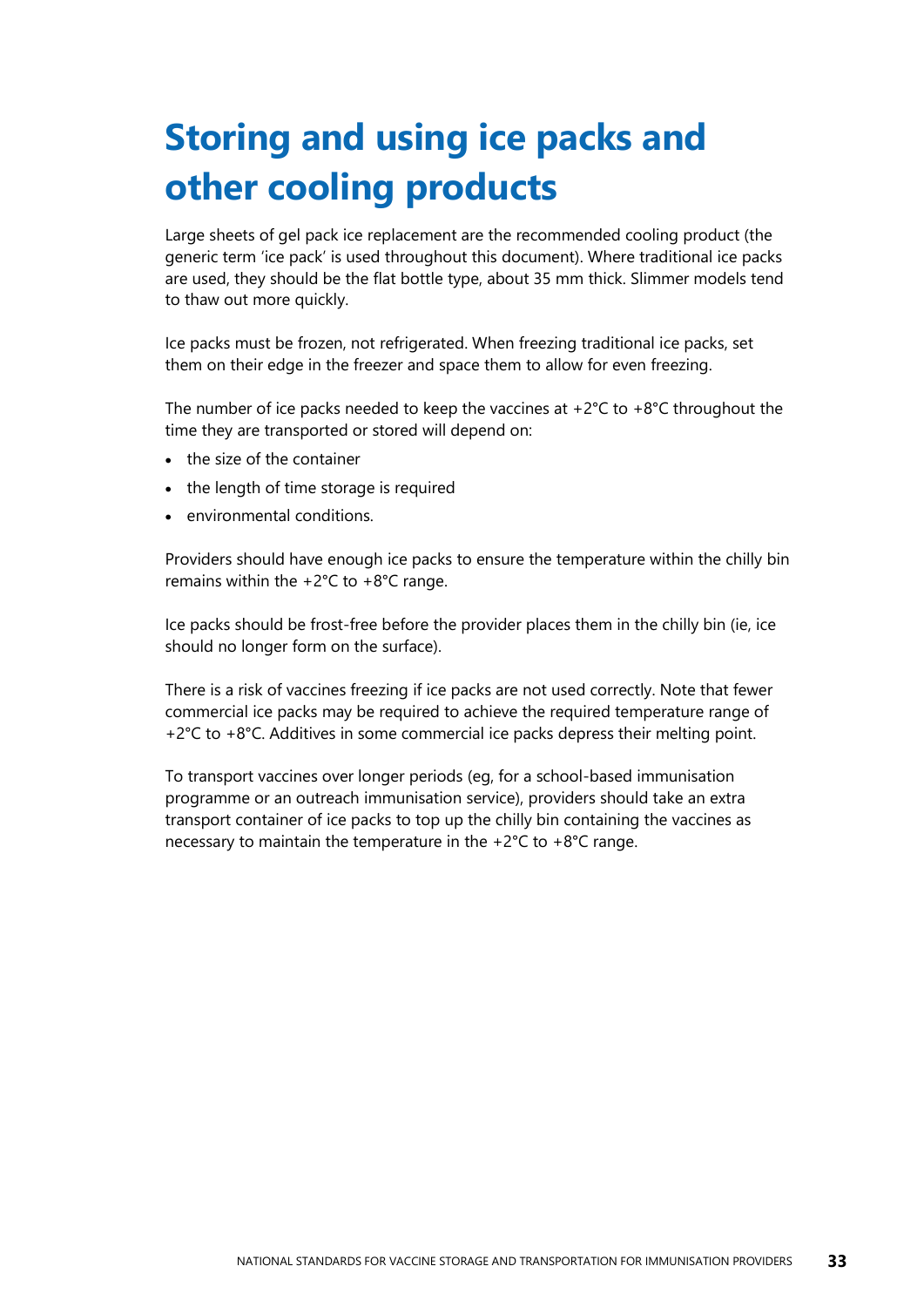# Storing and using ice packs and other cooling products

Large sheets of gel pack ice replacement are the recommended cooling product (the generic term 'ice pack' is used throughout this document). Where traditional ice packs are used, they should be the flat bottle type, about 35 mm thick. Slimmer models tend to thaw out more quickly.

Ice packs must be frozen, not refrigerated. When freezing traditional ice packs, set them on their edge in the freezer and space them to allow for even freezing.

The number of ice packs needed to keep the vaccines at +2°C to +8°C throughout the time they are transported or stored will depend on:

- the size of the container
- the length of time storage is required
- environmental conditions.

Providers should have enough ice packs to ensure the temperature within the chilly bin remains within the +2°C to +8°C range.

Ice packs should be frost-free before the provider places them in the chilly bin (ie, ice should no longer form on the surface).

There is a risk of vaccines freezing if ice packs are not used correctly. Note that fewer commercial ice packs may be required to achieve the required temperature range of +2°C to +8°C. Additives in some commercial ice packs depress their melting point.

To transport vaccines over longer periods (eg, for a school-based immunisation programme or an outreach immunisation service), providers should take an extra transport container of ice packs to top up the chilly bin containing the vaccines as necessary to maintain the temperature in the +2°C to +8°C range.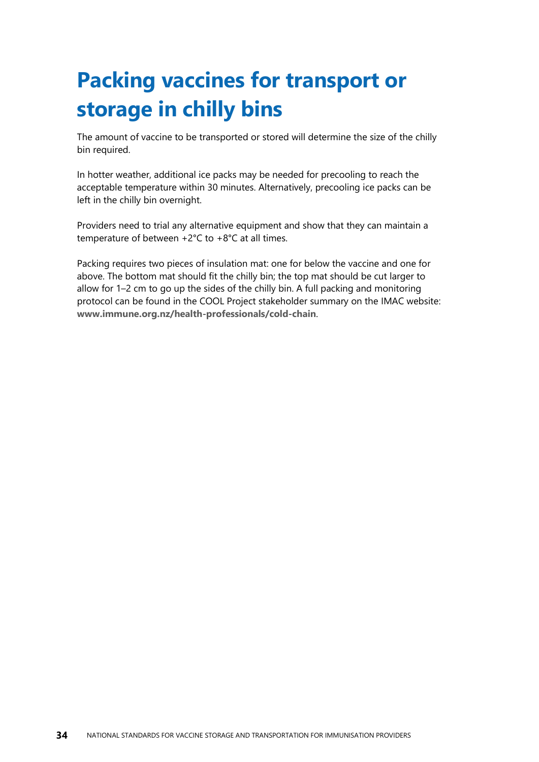# Packing vaccines for transport or storage in chilly bins

The amount of vaccine to be transported or stored will determine the size of the chilly bin required.

In hotter weather, additional ice packs may be needed for precooling to reach the acceptable temperature within 30 minutes. Alternatively, precooling ice packs can be left in the chilly bin overnight.

Providers need to trial any alternative equipment and show that they can maintain a temperature of between +2°C to +8°C at all times.

Packing requires two pieces of insulation mat: one for below the vaccine and one for above. The bottom mat should fit the chilly bin; the top mat should be cut larger to allow for 1–2 cm to go up the sides of the chilly bin. A full packing and monitoring protocol can be found in the COOL Project stakeholder summary on the IMAC website: **www.immune.org.nz/health-professionals/cold-chain**.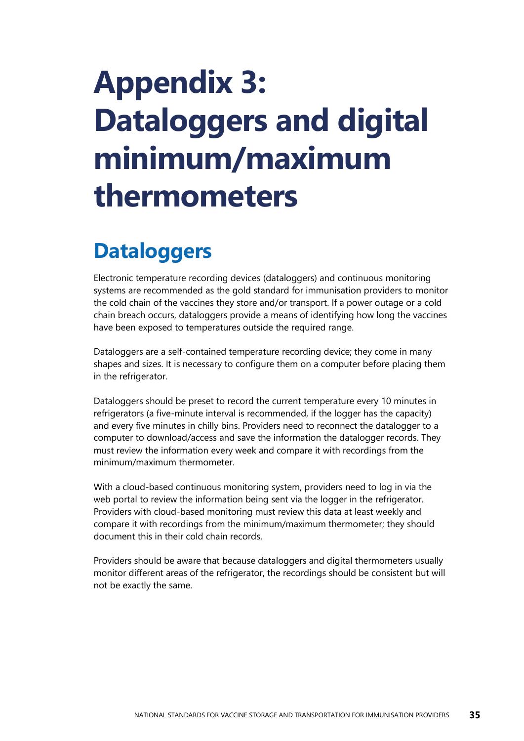# Appendix 3: Dataloggers and digital minimum/maximum thermometers

## Dataloggers

Electronic temperature recording devices (dataloggers) and continuous monitoring systems are recommended as the gold standard for immunisation providers to monitor the cold chain of the vaccines they store and/or transport. If a power outage or a cold chain breach occurs, dataloggers provide a means of identifying how long the vaccines have been exposed to temperatures outside the required range.

Dataloggers are a self-contained temperature recording device; they come in many shapes and sizes. It is necessary to configure them on a computer before placing them in the refrigerator.

Dataloggers should be preset to record the current temperature every 10 minutes in refrigerators (a five-minute interval is recommended, if the logger has the capacity) and every five minutes in chilly bins. Providers need to reconnect the datalogger to a computer to download/access and save the information the datalogger records. They must review the information every week and compare it with recordings from the minimum/maximum thermometer.

With a cloud-based continuous monitoring system, providers need to log in via the web portal to review the information being sent via the logger in the refrigerator. Providers with cloud-based monitoring must review this data at least weekly and compare it with recordings from the minimum/maximum thermometer; they should document this in their cold chain records.

Providers should be aware that because dataloggers and digital thermometers usually monitor different areas of the refrigerator, the recordings should be consistent but will not be exactly the same.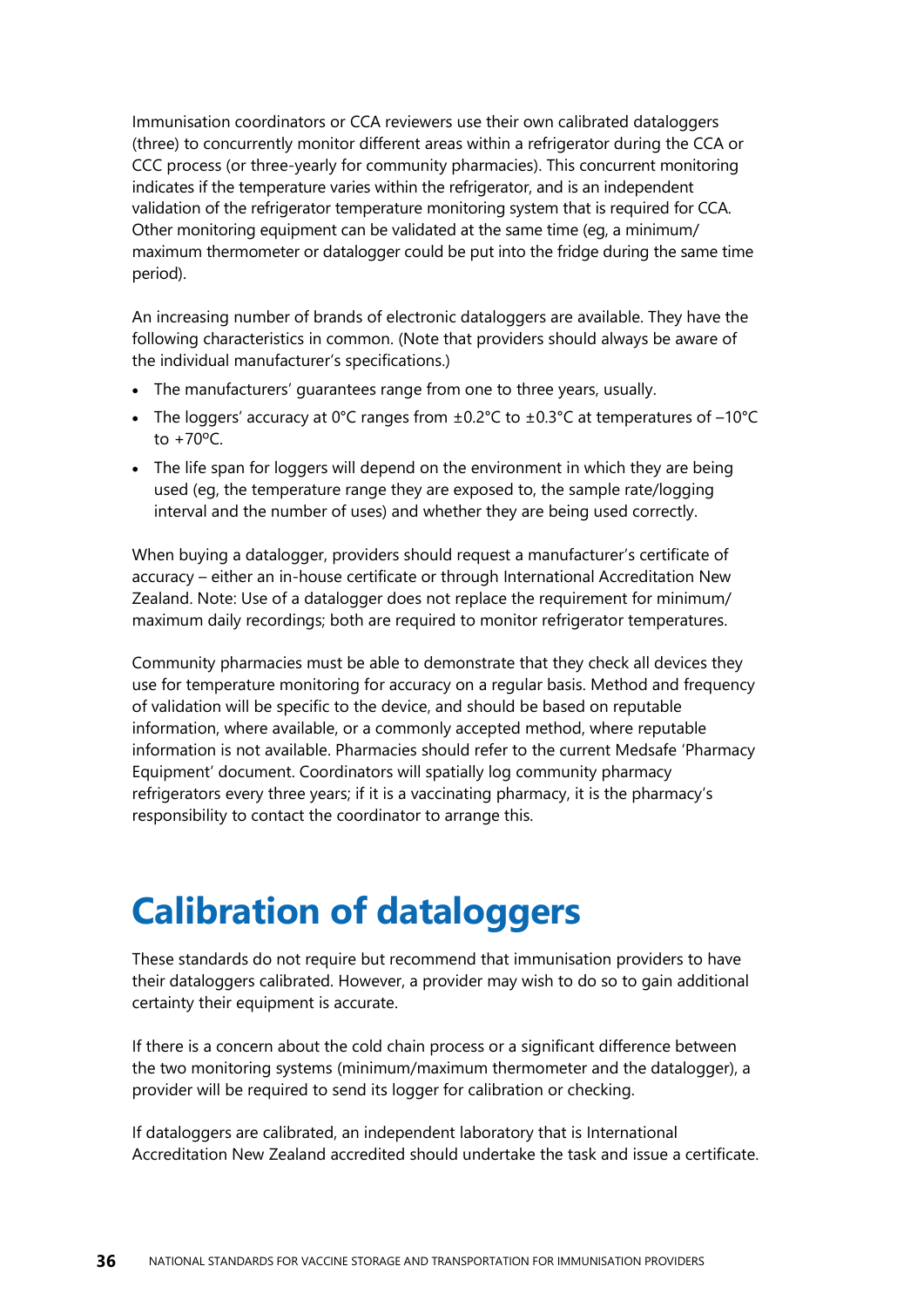Immunisation coordinators or CCA reviewers use their own calibrated dataloggers (three) to concurrently monitor different areas within a refrigerator during the CCA or CCC process (or three-yearly for community pharmacies). This concurrent monitoring indicates if the temperature varies within the refrigerator, and is an independent validation of the refrigerator temperature monitoring system that is required for CCA. Other monitoring equipment can be validated at the same time (eg, a minimum/maximum thermometer or datalogger could be put into the fridge during the same time period).

An increasing number of brands of electronic dataloggers are available. They have the following characteristics in common. (Note that providers should always be aware of the individual manufacturer's specifications.)

- The manufacturers' guarantees range from one to three years, usually.
- The loggers' accuracy at 0°C ranges from ±0.2°C to ±0.3°C at temperatures of −10°C to +70°C.
- The life span for loggers will depend on the environment in which they are being used (eg, the temperature range they are exposed to, the sample rate/logging interval and the number of uses) and whether they are being used correctly.

When buying a datalogger, providers should request a manufacturer's certificate of accuracy – either an in-house certificate or through International Accreditation New Zealand. Note: Use of a datalogger does not replace the requirement for minimum/maximum daily recordings; both are required to monitor refrigerator temperatures.

Community pharmacies must be able to demonstrate that they check all devices they use for temperature monitoring for accuracy on a regular basis. Method and frequency of validation will be specific to the device, and should be based on reputable information, where available, or a commonly accepted method, where reputable information is not available. Pharmacies should refer to the current Medsafe 'Pharmacy Equipment' document. Coordinators will spatially log community pharmacy refrigerators every three years; if it is a vaccinating pharmacy, it is the pharmacy's responsibility to contact the coordinator to arrange this.

# Calibration of dataloggers

These standards do not require but recommend that immunisation providers to have their dataloggers calibrated. However, a provider may wish to do so to gain additional certainty their equipment is accurate.

If there is a concern about the cold chain process or a significant difference between the two monitoring systems (minimum/maximum thermometer and the datalogger), a provider will be required to send its logger for calibration or checking.

If dataloggers are calibrated, an independent laboratory that is International Accreditation New Zealand accredited should undertake the task and issue a certificate.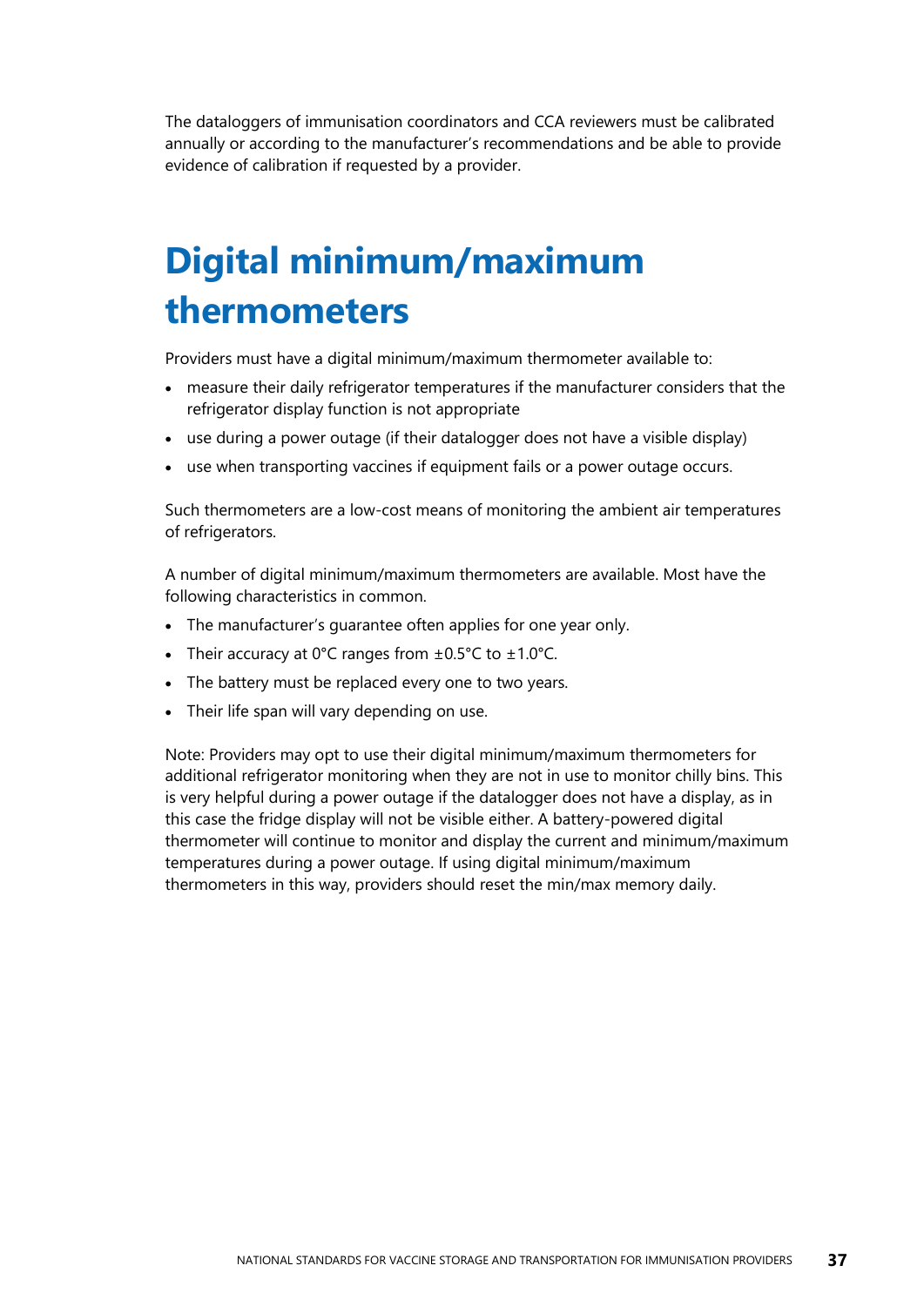The dataloggers of immunisation coordinators and CCA reviewers must be calibrated annually or according to the manufacturer's recommendations and be able to provide evidence of calibration if requested by a provider.

# Digital minimum/maximum thermometers

Providers must have a digital minimum/maximum thermometer available to:

- measure their daily refrigerator temperatures if the manufacturer considers that the refrigerator display function is not appropriate
- use during a power outage (if their datalogger does not have a visible display)
- use when transporting vaccines if equipment fails or a power outage occurs.

Such thermometers are a low-cost means of monitoring the ambient air temperatures of refrigerators.

A number of digital minimum/maximum thermometers are available. Most have the following characteristics in common.

- The manufacturer's guarantee often applies for one year only.
- Their accuracy at 0°C ranges from ±0.5°C to ±1.0°C.
- The battery must be replaced every one to two years.
- Their life span will vary depending on use.

Note: Providers may opt to use their digital minimum/maximum thermometers for additional refrigerator monitoring when they are not in use to monitor chilly bins. This is very helpful during a power outage if the datalogger does not have a display, as in this case the fridge display will not be visible either. A battery-powered digital thermometer will continue to monitor and display the current and minimum/maximum temperatures during a power outage. If using digital minimum/maximum thermometers in this way, providers should reset the min/max memory daily.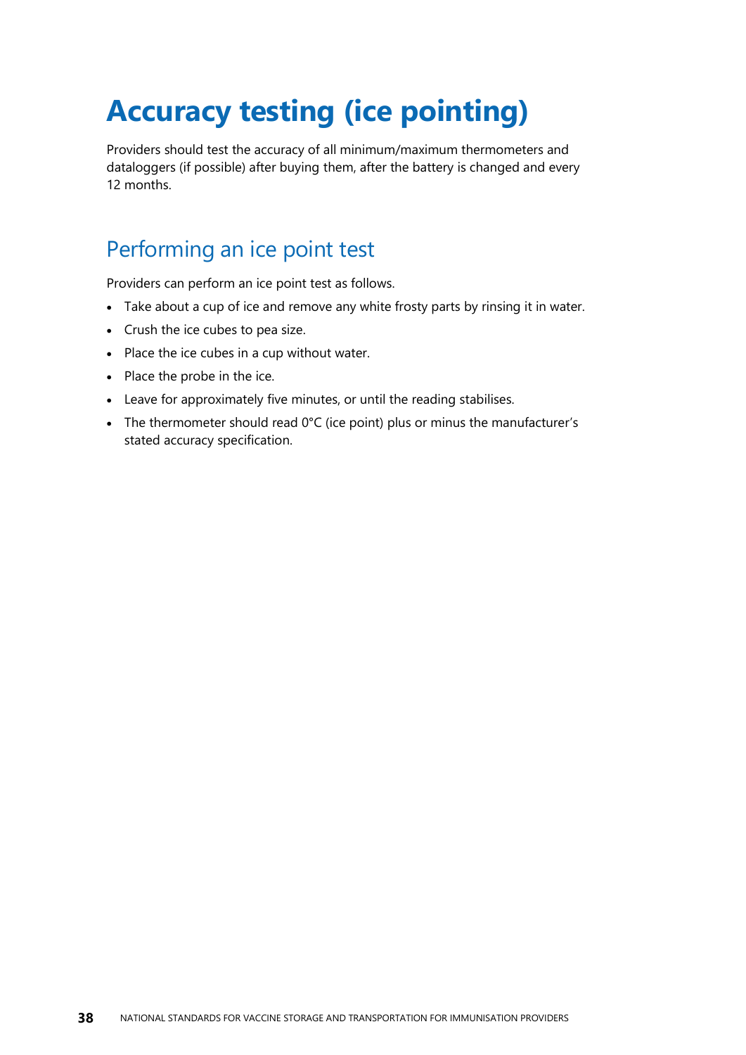# Accuracy testing (ice pointing)

Providers should test the accuracy of all minimum/maximum thermometers and dataloggers (if possible) after buying them, after the battery is changed and every 12 months.

## Performing an ice point test

Providers can perform an ice point test as follows.

- Take about a cup of ice and remove any white frosty parts by rinsing it in water.
- Crush the ice cubes to pea size.
- Place the ice cubes in a cup without water.
- Place the probe in the ice.
- Leave for approximately five minutes, or until the reading stabilises.
- The thermometer should read 0°C (ice point) plus or minus the manufacturer's stated accuracy specification.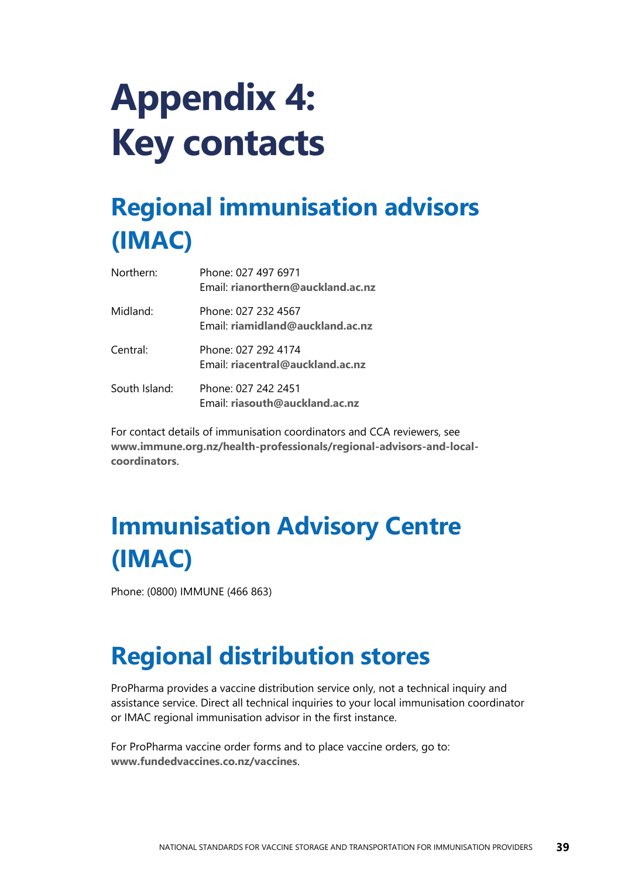# Appendix 4: Key contacts

## Regional immunisation advisors (IMAC)

| | |
|---|---|
| Northern: | Phone: 027 497 6971<br>Email: **rianorthern@auckland.ac.nz** |
| Midland: | Phone: 027 232 4567<br>Email: **riamidland@auckland.ac.nz** |
| Central: | Phone: 027 292 4174<br>Email: **riacentral@auckland.ac.nz** |
| South Island: | Phone: 027 242 2451<br>Email: **riasouth@auckland.ac.nz** |

For contact details of immunisation coordinators and CCA reviewers, see **www.immune.org.nz/health-professionals/regional-advisors-and-local-coordinators**.

## Immunisation Advisory Centre (IMAC)

Phone: (0800) IMMUNE (466 863)

## Regional distribution stores

ProPharma provides a vaccine distribution service only, not a technical inquiry and assistance service. Direct all technical inquiries to your local immunisation coordinator or IMAC regional immunisation advisor in the first instance.

For ProPharma vaccine order forms and to place vaccine orders, go to: **www.fundedvaccines.co.nz/vaccines**.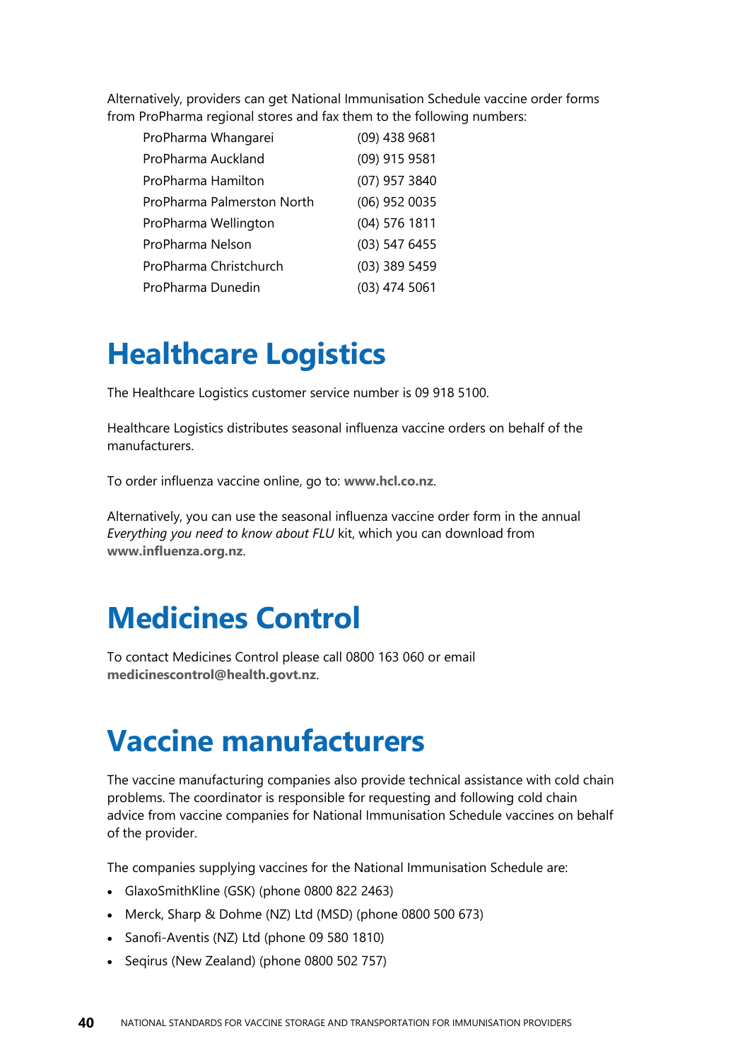Alternatively, providers can get National Immunisation Schedule vaccine order forms from ProPharma regional stores and fax them to the following numbers:

| | |
|---|---|
| ProPharma Whangarei | (09) 438 9681 |
| ProPharma Auckland | (09) 915 9581 |
| ProPharma Hamilton | (07) 957 3840 |
| ProPharma Palmerston North | (06) 952 0035 |
| ProPharma Wellington | (04) 576 1811 |
| ProPharma Nelson | (03) 547 6455 |
| ProPharma Christchurch | (03) 389 5459 |
| ProPharma Dunedin | (03) 474 5061 |

# Healthcare Logistics

The Healthcare Logistics customer service number is 09 918 5100.

Healthcare Logistics distributes seasonal influenza vaccine orders on behalf of the manufacturers.

To order influenza vaccine online, go to: **www.hcl.co.nz**.

Alternatively, you can use the seasonal influenza vaccine order form in the annual *Everything you need to know about FLU* kit, which you can download from **www.influenza.org.nz**.

# Medicines Control

To contact Medicines Control please call 0800 163 060 or email **medicinescontrol@health.govt.nz**.

# Vaccine manufacturers

The vaccine manufacturing companies also provide technical assistance with cold chain problems. The coordinator is responsible for requesting and following cold chain advice from vaccine companies for National Immunisation Schedule vaccines on behalf of the provider.

The companies supplying vaccines for the National Immunisation Schedule are:

- GlaxoSmithKline (GSK) (phone 0800 822 2463)
- Merck, Sharp & Dohme (NZ) Ltd (MSD) (phone 0800 500 673)
- Sanofi-Aventis (NZ) Ltd (phone 09 580 1810)
- Seqirus (New Zealand) (phone 0800 502 757)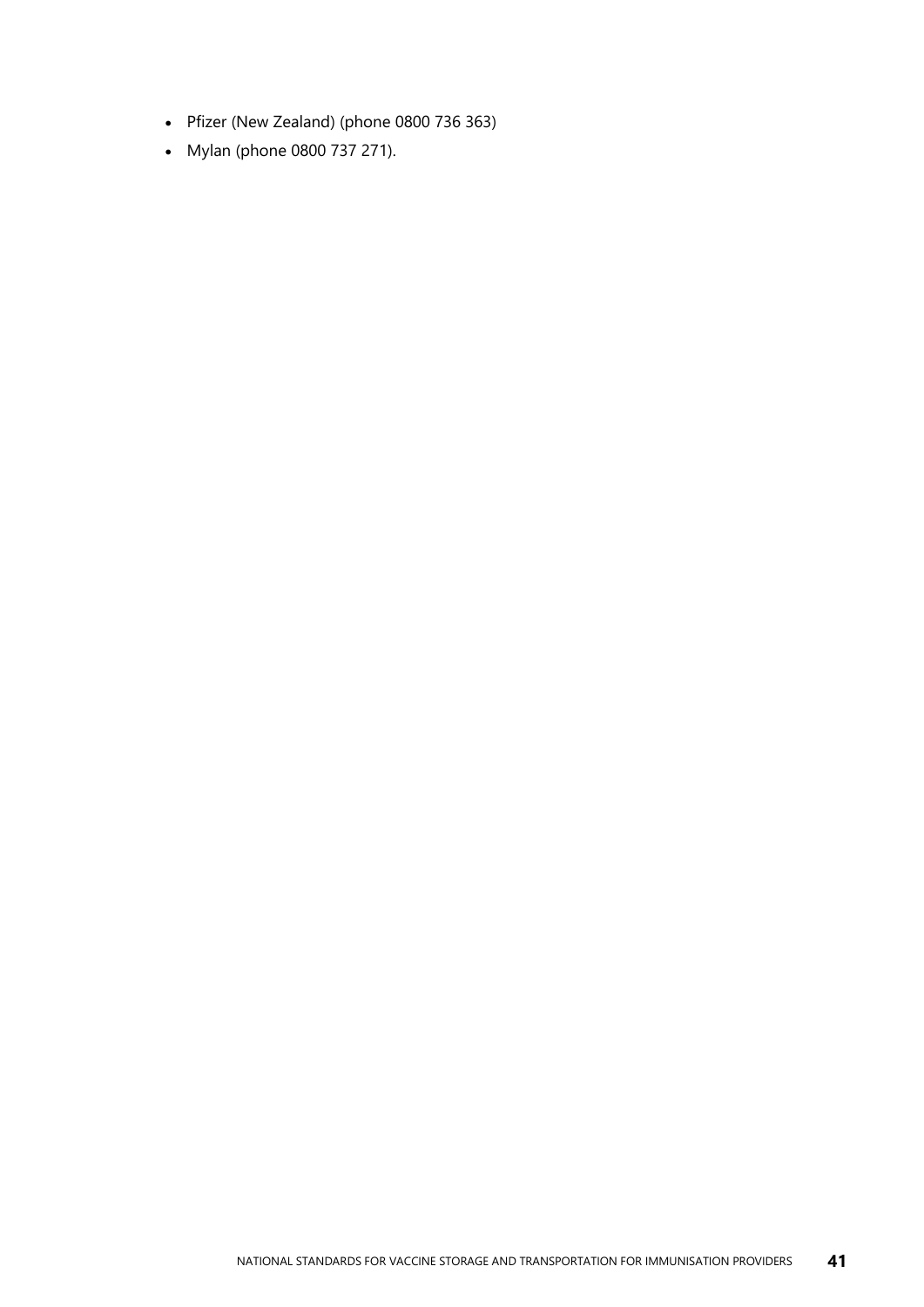- Pfizer (New Zealand) (phone 0800 736 363)
- Mylan (phone 0800 737 271).